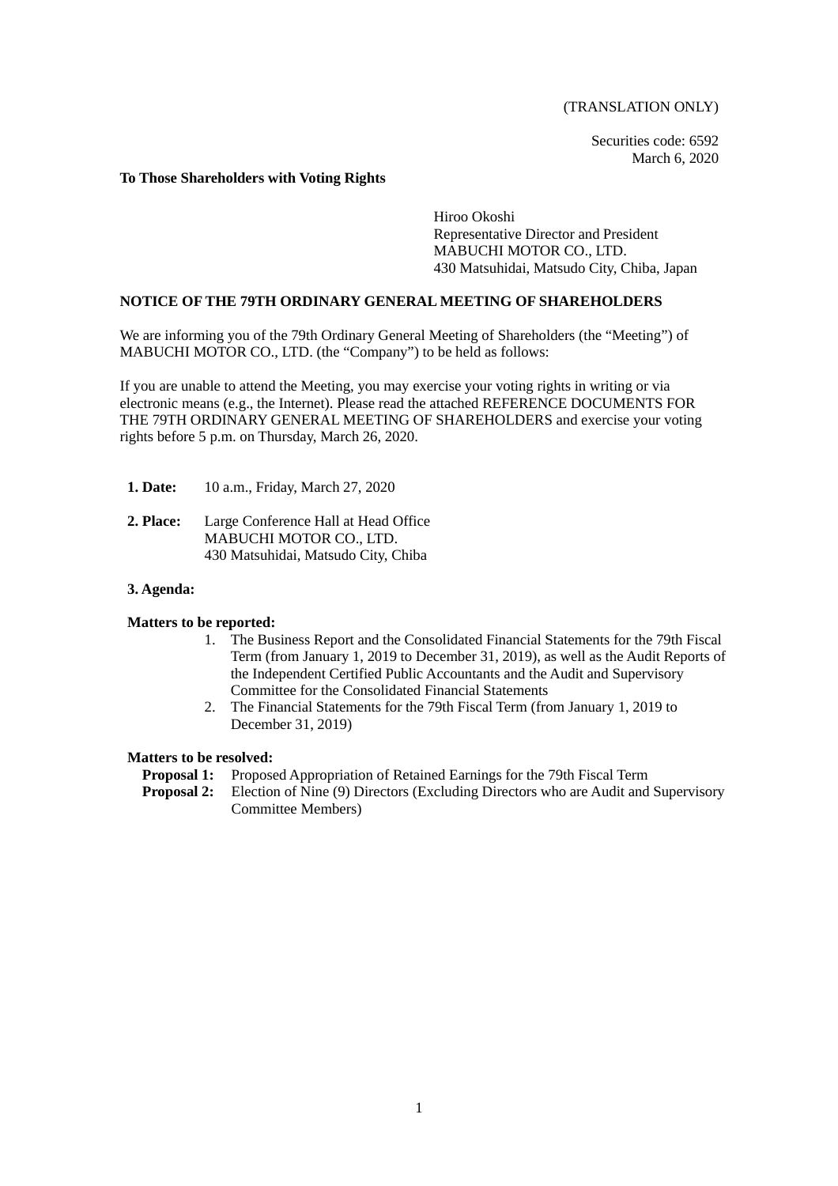(TRANSLATION ONLY)

Securities code: 6592
March 6, 2020

**To Those Shareholders with Voting Rights**

Hiroo Okoshi
Representative Director and President
MABUCHI MOTOR CO., LTD.
430 Matsuhidai, Matsudo City, Chiba, Japan

# NOTICE OF THE 79TH ORDINARY GENERAL MEETING OF SHAREHOLDERS

We are informing you of the 79th Ordinary General Meeting of Shareholders (the "Meeting") of MABUCHI MOTOR CO., LTD. (the "Company") to be held as follows:

If you are unable to attend the Meeting, you may exercise your voting rights in writing or via electronic means (e.g., the Internet). Please read the attached REFERENCE DOCUMENTS FOR THE 79TH ORDINARY GENERAL MEETING OF SHAREHOLDERS and exercise your voting rights before 5 p.m. on Thursday, March 26, 2020.

**1. Date:** 10 a.m., Friday, March 27, 2020

**2. Place:** Large Conference Hall at Head Office
MABUCHI MOTOR CO., LTD.
430 Matsuhidai, Matsudo City, Chiba

**3. Agenda:**

**Matters to be reported:**

1. The Business Report and the Consolidated Financial Statements for the 79th Fiscal Term (from January 1, 2019 to December 31, 2019), as well as the Audit Reports of the Independent Certified Public Accountants and the Audit and Supervisory Committee for the Consolidated Financial Statements
2. The Financial Statements for the 79th Fiscal Term (from January 1, 2019 to December 31, 2019)

**Matters to be resolved:**

**Proposal 1:** Proposed Appropriation of Retained Earnings for the 79th Fiscal Term

**Proposal 2:** Election of Nine (9) Directors (Excluding Directors who are Audit and Supervisory Committee Members)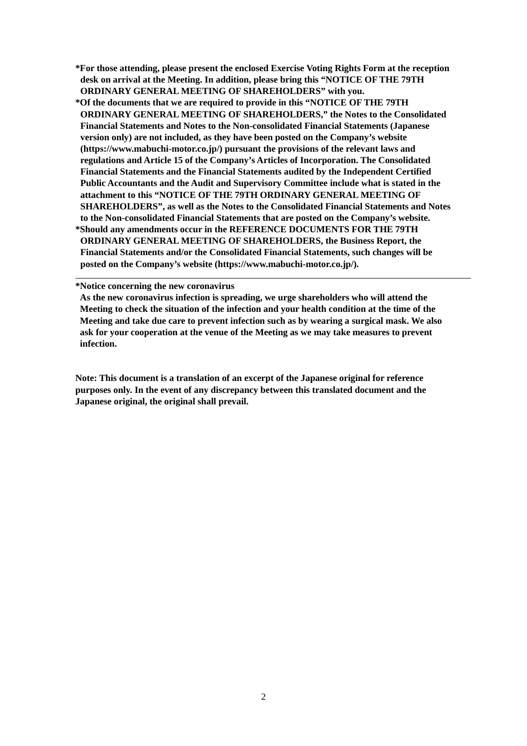**\*For those attending, please present the enclosed Exercise Voting Rights Form at the reception desk on arrival at the Meeting. In addition, please bring this "NOTICE OF THE 79TH ORDINARY GENERAL MEETING OF SHAREHOLDERS" with you.**

**\*Of the documents that we are required to provide in this "NOTICE OF THE 79TH ORDINARY GENERAL MEETING OF SHAREHOLDERS," the Notes to the Consolidated Financial Statements and Notes to the Non-consolidated Financial Statements (Japanese version only) are not included, as they have been posted on the Company's website (https://www.mabuchi-motor.co.jp/) pursuant the provisions of the relevant laws and regulations and Article 15 of the Company's Articles of Incorporation. The Consolidated Financial Statements and the Financial Statements audited by the Independent Certified Public Accountants and the Audit and Supervisory Committee include what is stated in the attachment to this "NOTICE OF THE 79TH ORDINARY GENERAL MEETING OF SHAREHOLDERS", as well as the Notes to the Consolidated Financial Statements and Notes to the Non-consolidated Financial Statements that are posted on the Company's website.**

**\*Should any amendments occur in the REFERENCE DOCUMENTS FOR THE 79TH ORDINARY GENERAL MEETING OF SHAREHOLDERS, the Business Report, the Financial Statements and/or the Consolidated Financial Statements, such changes will be posted on the Company's website (https://www.mabuchi-motor.co.jp/).**

---

**\*Notice concerning the new coronavirus**

**As the new coronavirus infection is spreading, we urge shareholders who will attend the Meeting to check the situation of the infection and your health condition at the time of the Meeting and take due care to prevent infection such as by wearing a surgical mask. We also ask for your cooperation at the venue of the Meeting as we may take measures to prevent infection.**

**Note: This document is a translation of an excerpt of the Japanese original for reference purposes only. In the event of any discrepancy between this translated document and the Japanese original, the original shall prevail.**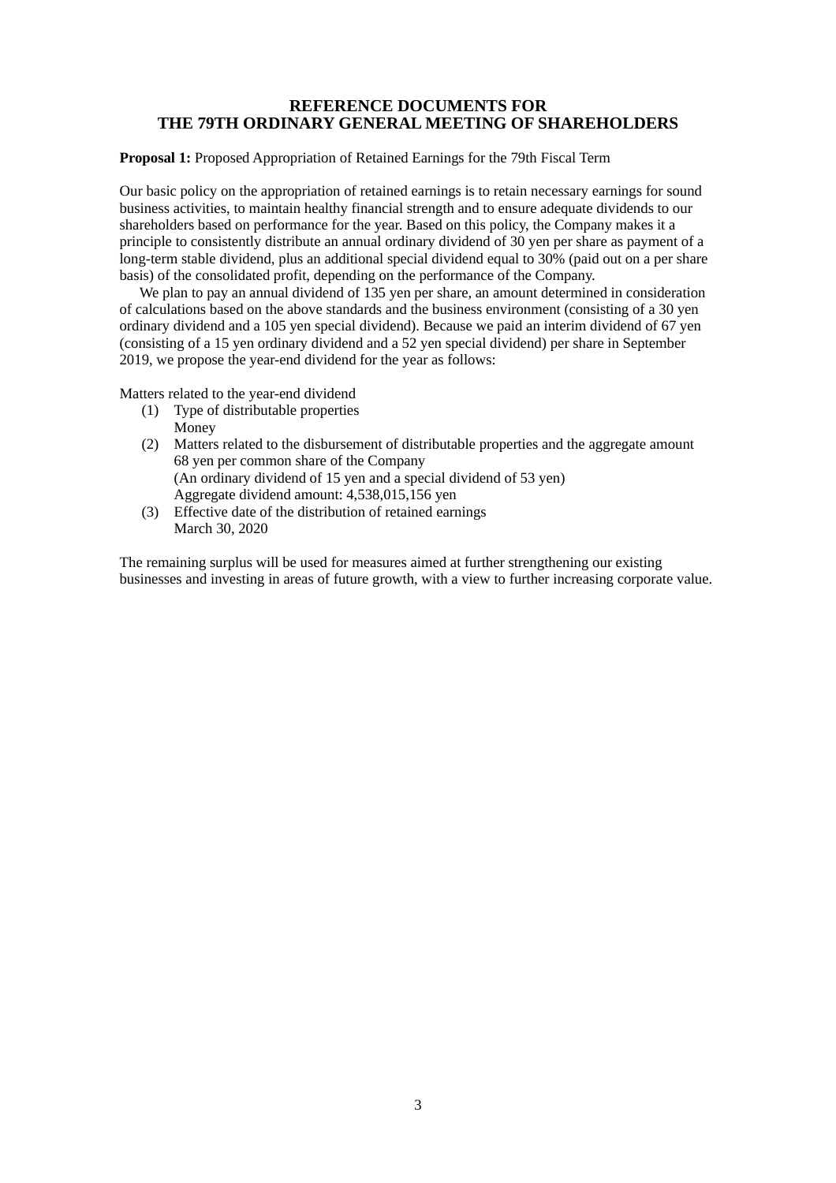# REFERENCE DOCUMENTS FOR THE 79TH ORDINARY GENERAL MEETING OF SHAREHOLDERS

**Proposal 1:** Proposed Appropriation of Retained Earnings for the 79th Fiscal Term

Our basic policy on the appropriation of retained earnings is to retain necessary earnings for sound business activities, to maintain healthy financial strength and to ensure adequate dividends to our shareholders based on performance for the year. Based on this policy, the Company makes it a principle to consistently distribute an annual ordinary dividend of 30 yen per share as payment of a long-term stable dividend, plus an additional special dividend equal to 30% (paid out on a per share basis) of the consolidated profit, depending on the performance of the Company.

We plan to pay an annual dividend of 135 yen per share, an amount determined in consideration of calculations based on the above standards and the business environment (consisting of a 30 yen ordinary dividend and a 105 yen special dividend). Because we paid an interim dividend of 67 yen (consisting of a 15 yen ordinary dividend and a 52 yen special dividend) per share in September 2019, we propose the year-end dividend for the year as follows:

Matters related to the year-end dividend

(1) Type of distributable properties
    Money
(2) Matters related to the disbursement of distributable properties and the aggregate amount
    68 yen per common share of the Company
    (An ordinary dividend of 15 yen and a special dividend of 53 yen)
    Aggregate dividend amount: 4,538,015,156 yen
(3) Effective date of the distribution of retained earnings
    March 30, 2020

The remaining surplus will be used for measures aimed at further strengthening our existing businesses and investing in areas of future growth, with a view to further increasing corporate value.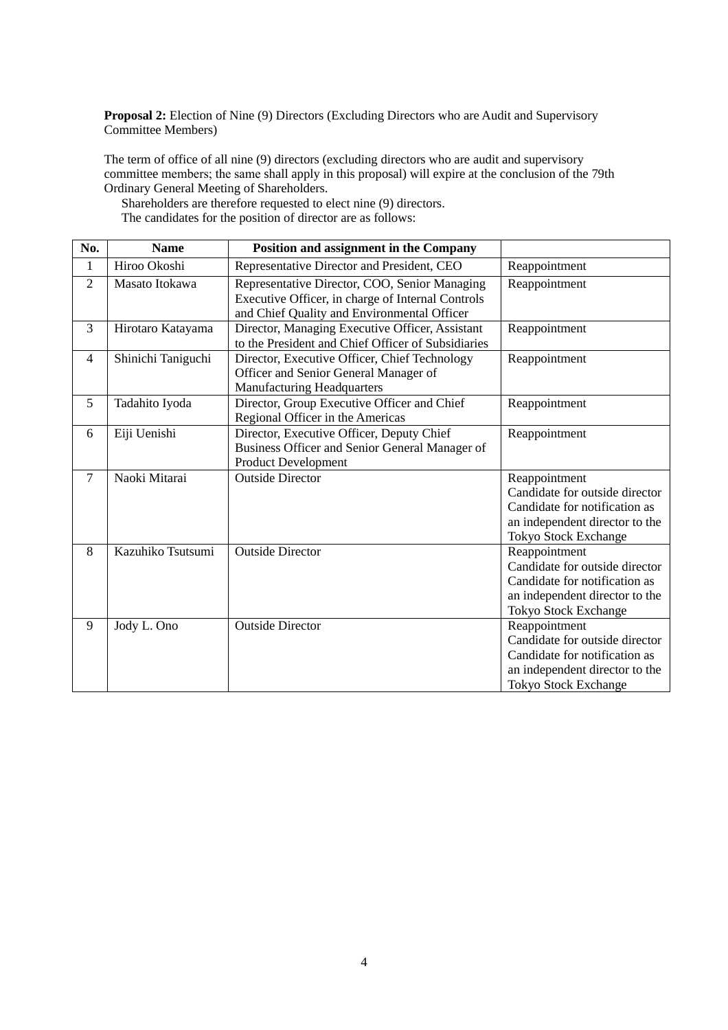**Proposal 2:** Election of Nine (9) Directors (Excluding Directors who are Audit and Supervisory Committee Members)

The term of office of all nine (9) directors (excluding directors who are audit and supervisory committee members; the same shall apply in this proposal) will expire at the conclusion of the 79th Ordinary General Meeting of Shareholders.

Shareholders are therefore requested to elect nine (9) directors.

The candidates for the position of director are as follows:

| No. | Name | Position and assignment in the Company | |
|---|---|---|---|
| 1 | Hiroo Okoshi | Representative Director and President, CEO | Reappointment |
| 2 | Masato Itokawa | Representative Director, COO, Senior Managing Executive Officer, in charge of Internal Controls and Chief Quality and Environmental Officer | Reappointment |
| 3 | Hirotaro Katayama | Director, Managing Executive Officer, Assistant to the President and Chief Officer of Subsidiaries | Reappointment |
| 4 | Shinichi Taniguchi | Director, Executive Officer, Chief Technology Officer and Senior General Manager of Manufacturing Headquarters | Reappointment |
| 5 | Tadahito Iyoda | Director, Group Executive Officer and Chief Regional Officer in the Americas | Reappointment |
| 6 | Eiji Uenishi | Director, Executive Officer, Deputy Chief Business Officer and Senior General Manager of Product Development | Reappointment |
| 7 | Naoki Mitarai | Outside Director | Reappointment<br>Candidate for outside director<br>Candidate for notification as an independent director to the Tokyo Stock Exchange |
| 8 | Kazuhiko Tsutsumi | Outside Director | Reappointment<br>Candidate for outside director<br>Candidate for notification as an independent director to the Tokyo Stock Exchange |
| 9 | Jody L. Ono | Outside Director | Reappointment<br>Candidate for outside director<br>Candidate for notification as an independent director to the Tokyo Stock Exchange |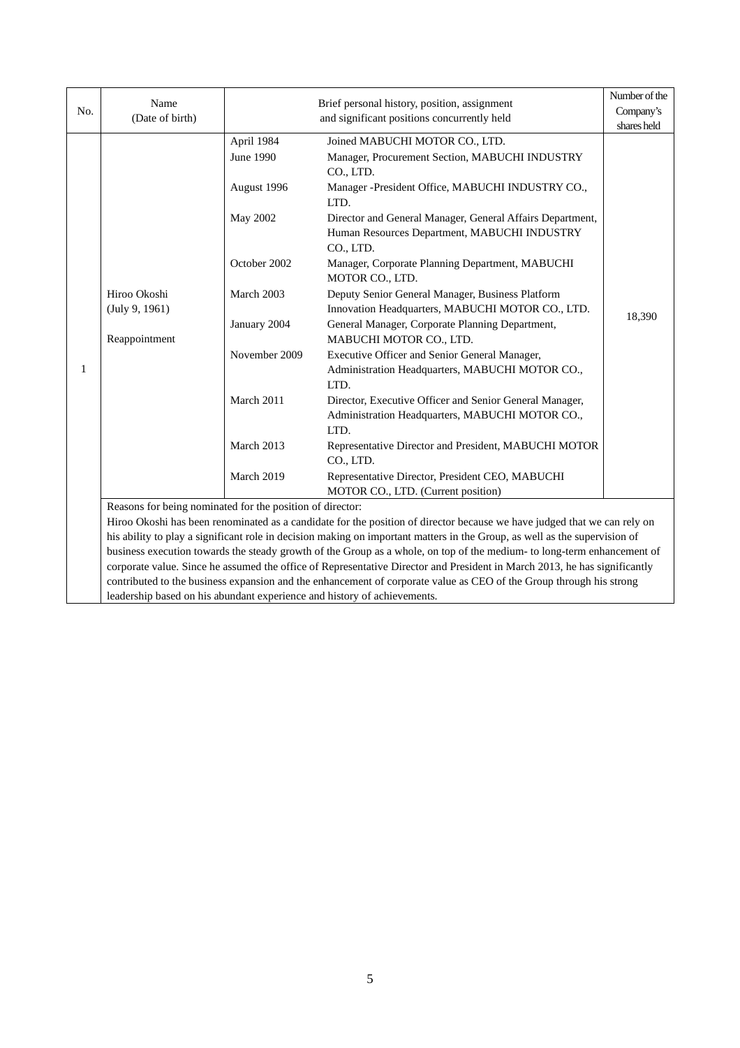| No. | Name (Date of birth) | Brief personal history, position, assignment and significant positions concurrently held | | Number of the Company's shares held |
|---|---|---|---|---|
| 1 | Hiroo Okoshi (July 9, 1961) Reappointment | April 1984 | Joined MABUCHI MOTOR CO., LTD. | 18,390 |
| | | June 1990 | Manager, Procurement Section, MABUCHI INDUSTRY CO., LTD. | |
| | | August 1996 | Manager -President Office, MABUCHI INDUSTRY CO., LTD. | |
| | | May 2002 | Director and General Manager, General Affairs Department, Human Resources Department, MABUCHI INDUSTRY CO., LTD. | |
| | | October 2002 | Manager, Corporate Planning Department, MABUCHI MOTOR CO., LTD. | |
| | | March 2003 | Deputy Senior General Manager, Business Platform Innovation Headquarters, MABUCHI MOTOR CO., LTD. | |
| | | January 2004 | General Manager, Corporate Planning Department, MABUCHI MOTOR CO., LTD. | |
| | | November 2009 | Executive Officer and Senior General Manager, Administration Headquarters, MABUCHI MOTOR CO., LTD. | |
| | | March 2011 | Director, Executive Officer and Senior General Manager, Administration Headquarters, MABUCHI MOTOR CO., LTD. | |
| | | March 2013 | Representative Director and President, MABUCHI MOTOR CO., LTD. | |
| | | March 2019 | Representative Director, President CEO, MABUCHI MOTOR CO., LTD. (Current position) | |
| | Reasons for being nominated for the position of director: Hiroo Okoshi has been renominated as a candidate for the position of director because we have judged that we can rely on his ability to play a significant role in decision making on important matters in the Group, as well as the supervision of business execution towards the steady growth of the Group as a whole, on top of the medium- to long-term enhancement of corporate value. Since he assumed the office of Representative Director and President in March 2013, he has significantly contributed to the business expansion and the enhancement of corporate value as CEO of the Group through his strong leadership based on his abundant experience and history of achievements. | | | |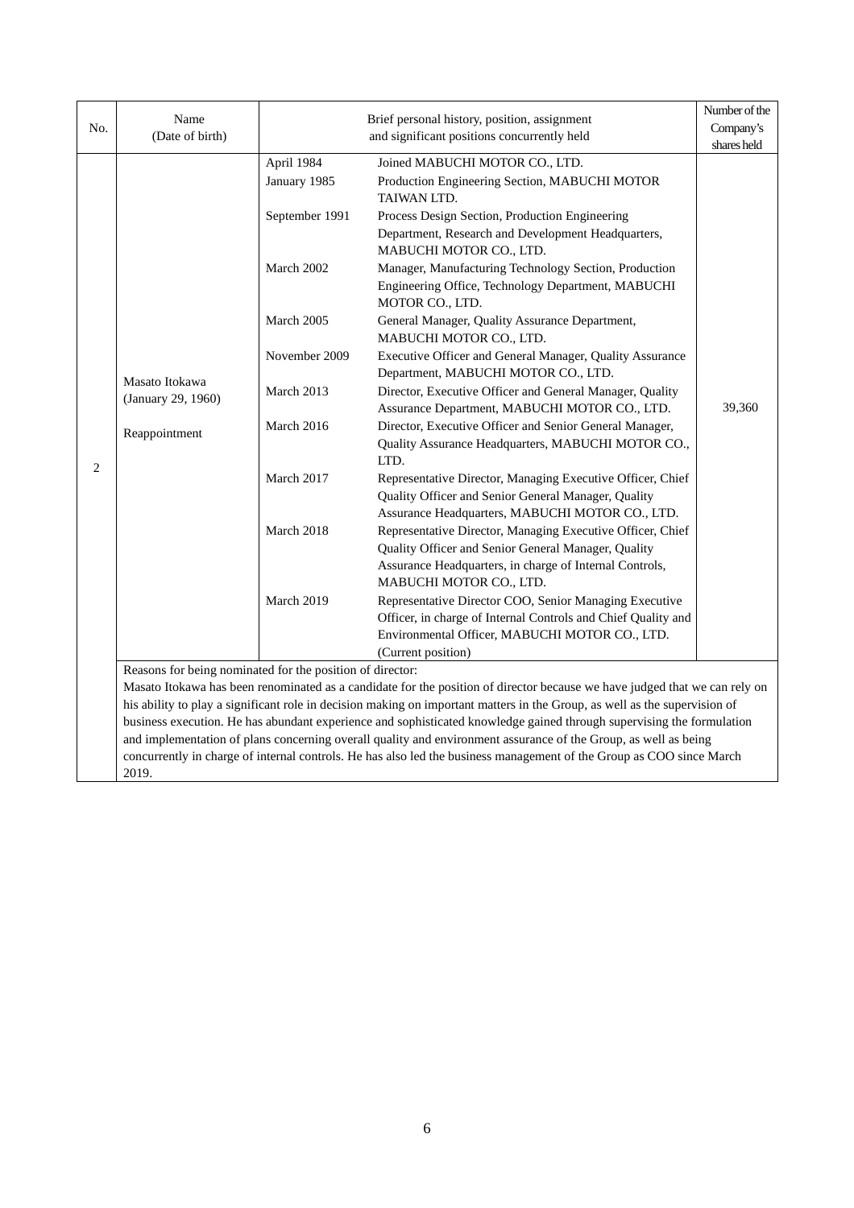| No. | Name (Date of birth) | Brief personal history, position, assignment and significant positions concurrently held | | Number of the Company's shares held |
|---|---|---|---|---|
| 2 | Masato Itokawa (January 29, 1960) Reappointment | April 1984 | Joined MABUCHI MOTOR CO., LTD. | 39,360 |
| | | January 1985 | Production Engineering Section, MABUCHI MOTOR TAIWAN LTD. | |
| | | September 1991 | Process Design Section, Production Engineering Department, Research and Development Headquarters, MABUCHI MOTOR CO., LTD. | |
| | | March 2002 | Manager, Manufacturing Technology Section, Production Engineering Office, Technology Department, MABUCHI MOTOR CO., LTD. | |
| | | March 2005 | General Manager, Quality Assurance Department, MABUCHI MOTOR CO., LTD. | |
| | | November 2009 | Executive Officer and General Manager, Quality Assurance Department, MABUCHI MOTOR CO., LTD. | |
| | | March 2013 | Director, Executive Officer and General Manager, Quality Assurance Department, MABUCHI MOTOR CO., LTD. | |
| | | March 2016 | Director, Executive Officer and Senior General Manager, Quality Assurance Headquarters, MABUCHI MOTOR CO., LTD. | |
| | | March 2017 | Representative Director, Managing Executive Officer, Chief Quality Officer and Senior General Manager, Quality Assurance Headquarters, MABUCHI MOTOR CO., LTD. | |
| | | March 2018 | Representative Director, Managing Executive Officer, Chief Quality Officer and Senior General Manager, Quality Assurance Headquarters, in charge of Internal Controls, MABUCHI MOTOR CO., LTD. | |
| | | March 2019 | Representative Director COO, Senior Managing Executive Officer, in charge of Internal Controls and Chief Quality and Environmental Officer, MABUCHI MOTOR CO., LTD. (Current position) | |
| | Reasons for being nominated for the position of director: Masato Itokawa has been renominated as a candidate for the position of director because we have judged that we can rely on his ability to play a significant role in decision making on important matters in the Group, as well as the supervision of business execution. He has abundant experience and sophisticated knowledge gained through supervising the formulation and implementation of plans concerning overall quality and environment assurance of the Group, as well as being concurrently in charge of internal controls. He has also led the business management of the Group as COO since March 2019. | | | |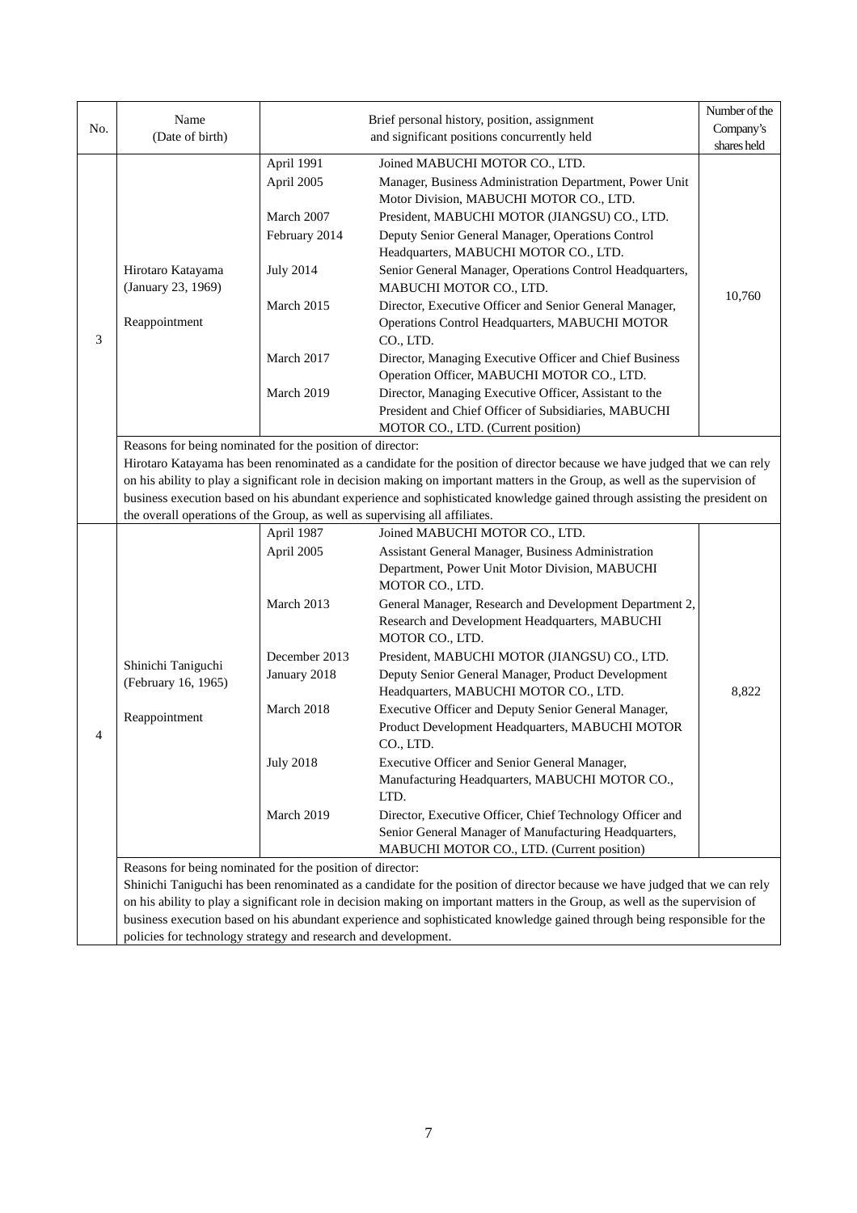| No. | Name (Date of birth) | Brief personal history, position, assignment and significant positions concurrently held | | Number of the Company's shares held |
|---|---|---|---|---|
| 3 | Hirotaro Katayama (January 23, 1969)<br><br>Reappointment | April 1991 | Joined MABUCHI MOTOR CO., LTD. | 10,760 |
| | | April 2005 | Manager, Business Administration Department, Power Unit Motor Division, MABUCHI MOTOR CO., LTD. | |
| | | March 2007 | President, MABUCHI MOTOR (JIANGSU) CO., LTD. | |
| | | February 2014 | Deputy Senior General Manager, Operations Control Headquarters, MABUCHI MOTOR CO., LTD. | |
| | | July 2014 | Senior General Manager, Operations Control Headquarters, MABUCHI MOTOR CO., LTD. | |
| | | March 2015 | Director, Executive Officer and Senior General Manager, Operations Control Headquarters, MABUCHI MOTOR CO., LTD. | |
| | | March 2017 | Director, Managing Executive Officer and Chief Business Operation Officer, MABUCHI MOTOR CO., LTD. | |
| | | March 2019 | Director, Managing Executive Officer, Assistant to the President and Chief Officer of Subsidiaries, MABUCHI MOTOR CO., LTD. (Current position) | |
| | Reasons for being nominated for the position of director:<br>Hirotaro Katayama has been renominated as a candidate for the position of director because we have judged that we can rely on his ability to play a significant role in decision making on important matters in the Group, as well as the supervision of business execution based on his abundant experience and sophisticated knowledge gained through assisting the president on the overall operations of the Group, as well as supervising all affiliates. | | | |
| 4 | Shinichi Taniguchi (February 16, 1965)<br><br>Reappointment | April 1987 | Joined MABUCHI MOTOR CO., LTD. | 8,822 |
| | | April 2005 | Assistant General Manager, Business Administration Department, Power Unit Motor Division, MABUCHI MOTOR CO., LTD. | |
| | | March 2013 | General Manager, Research and Development Department 2, Research and Development Headquarters, MABUCHI MOTOR CO., LTD. | |
| | | December 2013 | President, MABUCHI MOTOR (JIANGSU) CO., LTD. | |
| | | January 2018 | Deputy Senior General Manager, Product Development Headquarters, MABUCHI MOTOR CO., LTD. | |
| | | March 2018 | Executive Officer and Deputy Senior General Manager, Product Development Headquarters, MABUCHI MOTOR CO., LTD. | |
| | | July 2018 | Executive Officer and Senior General Manager, Manufacturing Headquarters, MABUCHI MOTOR CO., LTD. | |
| | | March 2019 | Director, Executive Officer, Chief Technology Officer and Senior General Manager of Manufacturing Headquarters, MABUCHI MOTOR CO., LTD. (Current position) | |
| | Reasons for being nominated for the position of director:<br>Shinichi Taniguchi has been renominated as a candidate for the position of director because we have judged that we can rely on his ability to play a significant role in decision making on important matters in the Group, as well as the supervision of business execution based on his abundant experience and sophisticated knowledge gained through being responsible for the policies for technology strategy and research and development. | | | |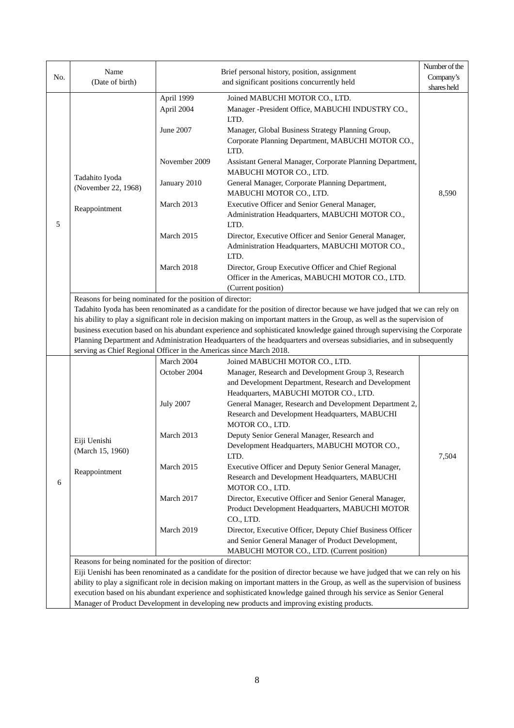| No. | Name (Date of birth) | Brief personal history, position, assignment and significant positions concurrently held | | Number of the Company's shares held |
|---|---|---|---|---|
| 5 | Tadahito Iyoda (November 22, 1968) Reappointment | April 1999 | Joined MABUCHI MOTOR CO., LTD. | 8,590 |
| | | April 2004 | Manager -President Office, MABUCHI INDUSTRY CO., LTD. | |
| | | June 2007 | Manager, Global Business Strategy Planning Group, Corporate Planning Department, MABUCHI MOTOR CO., LTD. | |
| | | November 2009 | Assistant General Manager, Corporate Planning Department, MABUCHI MOTOR CO., LTD. | |
| | | January 2010 | General Manager, Corporate Planning Department, MABUCHI MOTOR CO., LTD. | |
| | | March 2013 | Executive Officer and Senior General Manager, Administration Headquarters, MABUCHI MOTOR CO., LTD. | |
| | | March 2015 | Director, Executive Officer and Senior General Manager, Administration Headquarters, MABUCHI MOTOR CO., LTD. | |
| | | March 2018 | Director, Group Executive Officer and Chief Regional Officer in the Americas, MABUCHI MOTOR CO., LTD. (Current position) | |
| | Reasons for being nominated for the position of director: Tadahito Iyoda has been renominated as a candidate for the position of director because we have judged that we can rely on his ability to play a significant role in decision making on important matters in the Group, as well as the supervision of business execution based on his abundant experience and sophisticated knowledge gained through supervising the Corporate Planning Department and Administration Headquarters of the headquarters and overseas subsidiaries, and in subsequently serving as Chief Regional Officer in the Americas since March 2018. | | | |
| 6 | Eiji Uenishi (March 15, 1960) Reappointment | March 2004 | Joined MABUCHI MOTOR CO., LTD. | 7,504 |
| | | October 2004 | Manager, Research and Development Group 3, Research and Development Department, Research and Development Headquarters, MABUCHI MOTOR CO., LTD. | |
| | | July 2007 | General Manager, Research and Development Department 2, Research and Development Headquarters, MABUCHI MOTOR CO., LTD. | |
| | | March 2013 | Deputy Senior General Manager, Research and Development Headquarters, MABUCHI MOTOR CO., LTD. | |
| | | March 2015 | Executive Officer and Deputy Senior General Manager, Research and Development Headquarters, MABUCHI MOTOR CO., LTD. | |
| | | March 2017 | Director, Executive Officer and Senior General Manager, Product Development Headquarters, MABUCHI MOTOR CO., LTD. | |
| | | March 2019 | Director, Executive Officer, Deputy Chief Business Officer and Senior General Manager of Product Development, MABUCHI MOTOR CO., LTD. (Current position) | |
| | Reasons for being nominated for the position of director: Eiji Uenishi has been renominated as a candidate for the position of director because we have judged that we can rely on his ability to play a significant role in decision making on important matters in the Group, as well as the supervision of business execution based on his abundant experience and sophisticated knowledge gained through his service as Senior General Manager of Product Development in developing new products and improving existing products. | | | |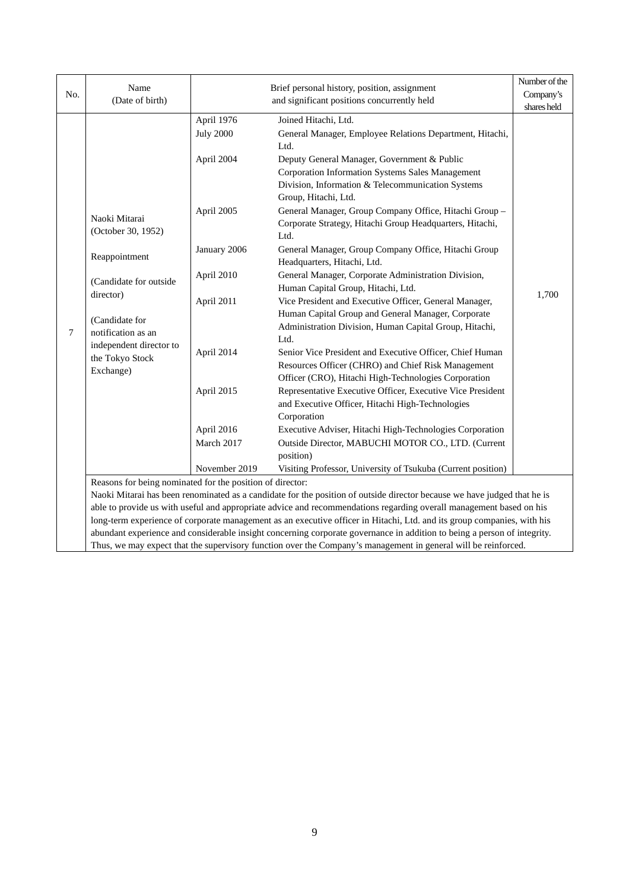| No. | Name (Date of birth) | Brief personal history, position, assignment and significant positions currently held | | Number of the Company's shares held |
|---|---|---|---|---|
| 7 | Naoki Mitarai (October 30, 1952)<br><br>Reappointment<br><br>(Candidate for outside director)<br><br>(Candidate for notification as an independent director to the Tokyo Stock Exchange) | April 1976 | Joined Hitachi, Ltd. | 1,700 |
| | | July 2000 | General Manager, Employee Relations Department, Hitachi, Ltd. | |
| | | April 2004 | Deputy General Manager, Government & Public Corporation Information Systems Sales Management Division, Information & Telecommunication Systems Group, Hitachi, Ltd. | |
| | | April 2005 | General Manager, Group Company Office, Hitachi Group – Corporate Strategy, Hitachi Group Headquarters, Hitachi, Ltd. | |
| | | January 2006 | General Manager, Group Company Office, Hitachi Group Headquarters, Hitachi, Ltd. | |
| | | April 2010 | General Manager, Corporate Administration Division, Human Capital Group, Hitachi, Ltd. | |
| | | April 2011 | Vice President and Executive Officer, General Manager, Human Capital Group and General Manager, Corporate Administration Division, Human Capital Group, Hitachi, Ltd. | |
| | | April 2014 | Senior Vice President and Executive Officer, Chief Human Resources Officer (CHRO) and Chief Risk Management Officer (CRO), Hitachi High-Technologies Corporation | |
| | | April 2015 | Representative Executive Officer, Executive Vice President and Executive Officer, Hitachi High-Technologies Corporation | |
| | | April 2016 | Executive Adviser, Hitachi High-Technologies Corporation | |
| | | March 2017 | Outside Director, MABUCHI MOTOR CO., LTD. (Current position) | |
| | | November 2019 | Visiting Professor, University of Tsukuba (Current position) | |
| | Reasons for being nominated for the position of director:<br>Naoki Mitarai has been renominated as a candidate for the position of outside director because we have judged that he is able to provide us with useful and appropriate advice and recommendations regarding overall management based on his long-term experience of corporate management as an executive officer in Hitachi, Ltd. and its group companies, with his abundant experience and considerable insight concerning corporate governance in addition to being a person of integrity. Thus, we may expect that the supervisory function over the Company's management in general will be reinforced. | | | |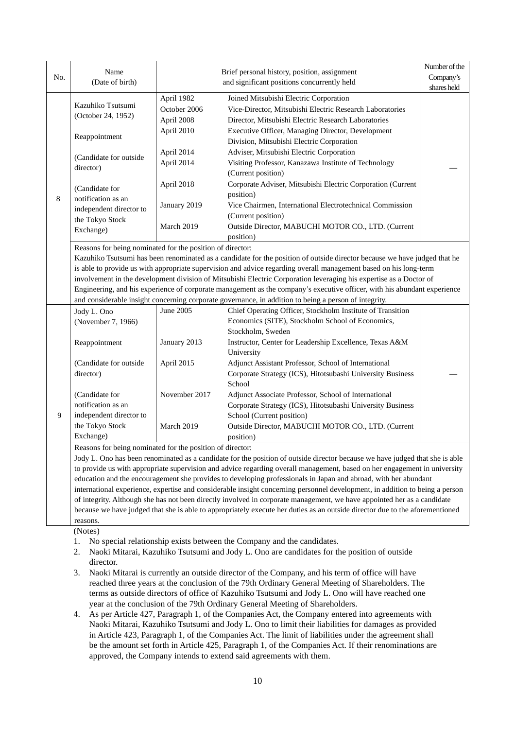| No. | Name (Date of birth) | Brief personal history, position, assignment and significant positions concurrently held | | Number of the Company's shares held |
|---|---|---|---|---|
| 8 | Kazuhiko Tsutsumi (October 24, 1952)<br><br>Reappointment<br><br>(Candidate for outside director)<br><br>(Candidate for notification as an independent director to the Tokyo Stock Exchange) | April 1982<br>October 2006<br>April 2008<br>April 2010<br><br>April 2014<br>April 2014<br><br>April 2018<br><br>January 2019<br><br>March 2019 | Joined Mitsubishi Electric Corporation<br>Vice-Director, Mitsubishi Electric Research Laboratories<br>Director, Mitsubishi Electric Research Laboratories<br>Executive Officer, Managing Director, Development Division, Mitsubishi Electric Corporation<br>Adviser, Mitsubishi Electric Corporation<br>Visiting Professor, Kanazawa Institute of Technology (Current position)<br>Corporate Adviser, Mitsubishi Electric Corporation (Current position)<br>Vice Chairmen, International Electrotechnical Commission (Current position)<br>Outside Director, MABUCHI MOTOR CO., LTD. (Current position) | — |
| | Reasons for being nominated for the position of director:<br>Kazuhiko Tsutsumi has been renominated as a candidate for the position of outside director because we have judged that he is able to provide us with appropriate supervision and advice regarding overall management based on his long-term involvement in the development division of Mitsubishi Electric Corporation leveraging his expertise as a Doctor of Engineering, and his experience of corporate management as the company's executive officer, with his abundant experience and considerable insight concerning corporate governance, in addition to being a person of integrity. | | | |
| 9 | Jody L. Ono (November 7, 1966)<br><br>Reappointment<br><br>(Candidate for outside director)<br><br>(Candidate for notification as an independent director to the Tokyo Stock Exchange) | June 2005<br><br><br>January 2013<br><br>April 2015<br><br><br>November 2017<br><br><br>March 2019 | Chief Operating Officer, Stockholm Institute of Transition Economics (SITE), Stockholm School of Economics, Stockholm, Sweden<br>Instructor, Center for Leadership Excellence, Texas A&M University<br>Adjunct Assistant Professor, School of International Corporate Strategy (ICS), Hitotsubashi University Business School<br>Adjunct Associate Professor, School of International Corporate Strategy (ICS), Hitotsubashi University Business School (Current position)<br>Outside Director, MABUCHI MOTOR CO., LTD. (Current position) | — |
| | Reasons for being nominated for the position of director:<br>Jody L. Ono has been renominated as a candidate for the position of outside director because we have judged that she is able to provide us with appropriate supervision and advice regarding overall management, based on her engagement in university education and the encouragement she provides to developing professionals in Japan and abroad, with her abundant international experience, expertise and considerable insight concerning personnel development, in addition to being a person of integrity. Although she has not been directly involved in corporate management, we have appointed her as a candidate because we have judged that she is able to appropriately execute her duties as an outside director due to the aforementioned reasons. | | | |

(Notes)

1. No special relationship exists between the Company and the candidates.
2. Naoki Mitarai, Kazuhiko Tsutsumi and Jody L. Ono are candidates for the position of outside director.
3. Naoki Mitarai is currently an outside director of the Company, and his term of office will have reached three years at the conclusion of the 79th Ordinary General Meeting of Shareholders. The terms as outside directors of office of Kazuhiko Tsutsumi and Jody L. Ono will have reached one year at the conclusion of the 79th Ordinary General Meeting of Shareholders.
4. As per Article 427, Paragraph 1, of the Companies Act, the Company entered into agreements with Naoki Mitarai, Kazuhiko Tsutsumi and Jody L. Ono to limit their liabilities for damages as provided in Article 423, Paragraph 1, of the Companies Act. The limit of liabilities under the agreement shall be the amount set forth in Article 425, Paragraph 1, of the Companies Act. If their renominations are approved, the Company intends to extend said agreements with them.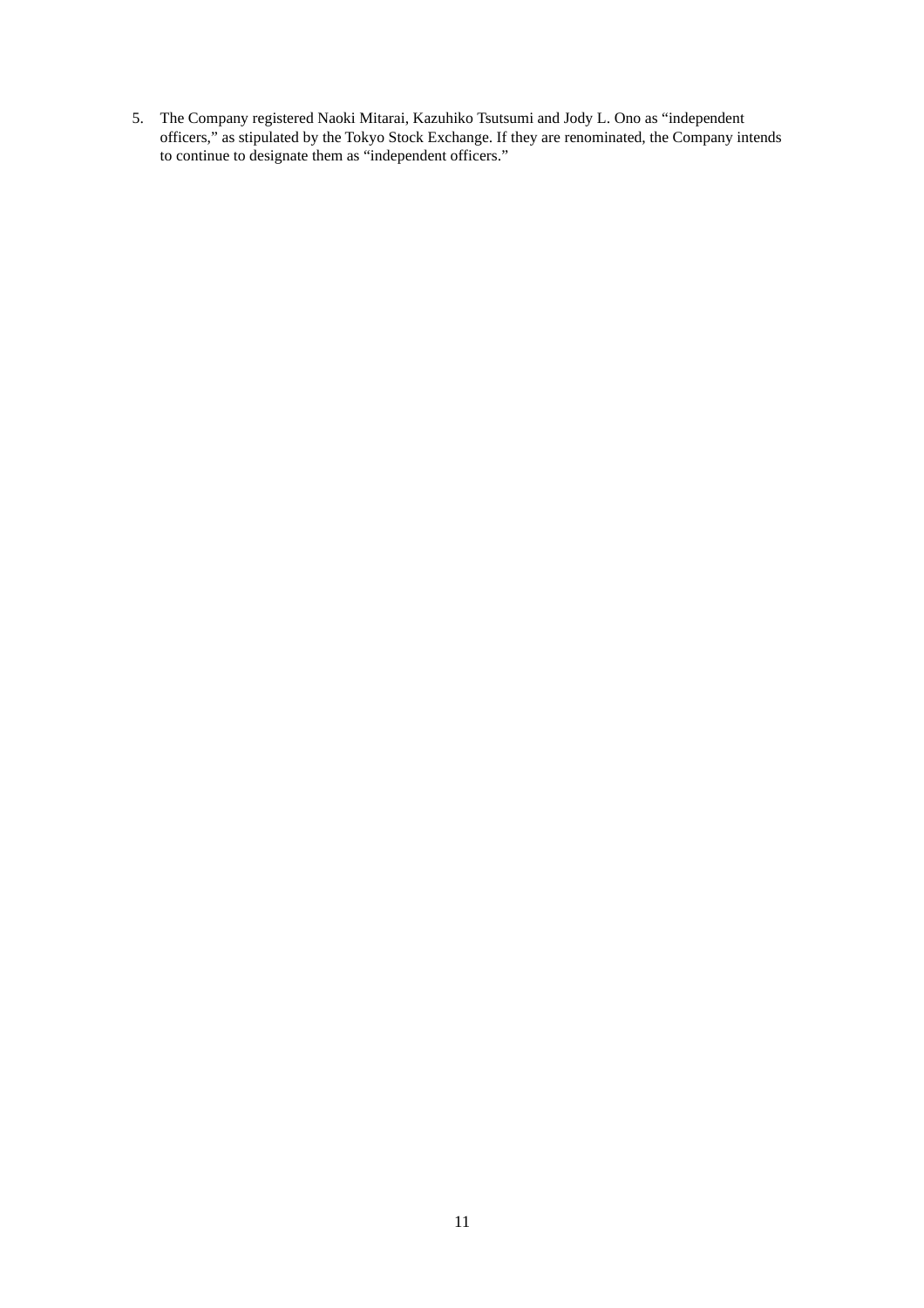5. The Company registered Naoki Mitarai, Kazuhiko Tsutsumi and Jody L. Ono as "independent officers," as stipulated by the Tokyo Stock Exchange. If they are renominated, the Company intends to continue to designate them as "independent officers."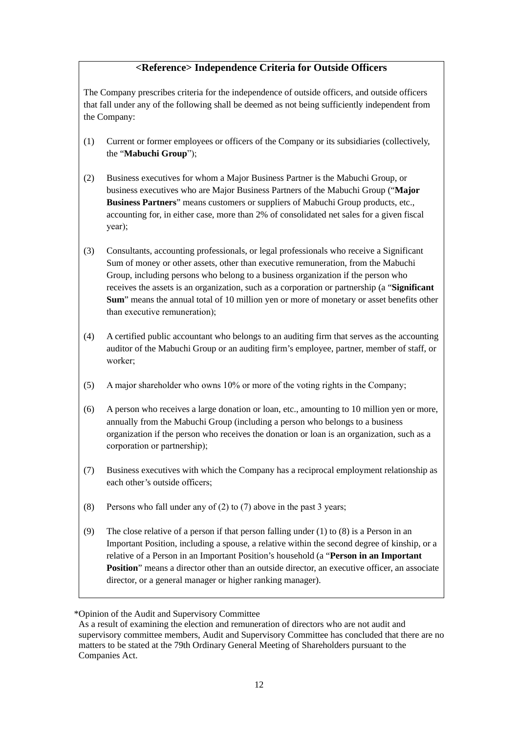## <Reference> Independence Criteria for Outside Officers

The Company prescribes criteria for the independence of outside officers, and outside officers that fall under any of the following shall be deemed as not being sufficiently independent from the Company:

(1) Current or former employees or officers of the Company or its subsidiaries (collectively, the "**Mabuchi Group**");

(2) Business executives for whom a Major Business Partner is the Mabuchi Group, or business executives who are Major Business Partners of the Mabuchi Group ("**Major Business Partners**" means customers or suppliers of Mabuchi Group products, etc., accounting for, in either case, more than 2% of consolidated net sales for a given fiscal year);

(3) Consultants, accounting professionals, or legal professionals who receive a Significant Sum of money or other assets, other than executive remuneration, from the Mabuchi Group, including persons who belong to a business organization if the person who receives the assets is an organization, such as a corporation or partnership (a "**Significant Sum**" means the annual total of 10 million yen or more of monetary or asset benefits other than executive remuneration);

(4) A certified public accountant who belongs to an auditing firm that serves as the accounting auditor of the Mabuchi Group or an auditing firm's employee, partner, member of staff, or worker;

(5) A major shareholder who owns 10% or more of the voting rights in the Company;

(6) A person who receives a large donation or loan, etc., amounting to 10 million yen or more, annually from the Mabuchi Group (including a person who belongs to a business organization if the person who receives the donation or loan is an organization, such as a corporation or partnership);

(7) Business executives with which the Company has a reciprocal employment relationship as each other's outside officers;

(8) Persons who fall under any of (2) to (7) above in the past 3 years;

(9) The close relative of a person if that person falling under (1) to (8) is a Person in an Important Position, including a spouse, a relative within the second degree of kinship, or a relative of a Person in an Important Position's household (a "**Person in an Important Position**" means a director other than an outside director, an executive officer, an associate director, or a general manager or higher ranking manager).

*Opinion of the Audit and Supervisory Committee

As a result of examining the election and remuneration of directors who are not audit and supervisory committee members, Audit and Supervisory Committee has concluded that there are no matters to be stated at the 79th Ordinary General Meeting of Shareholders pursuant to the Companies Act.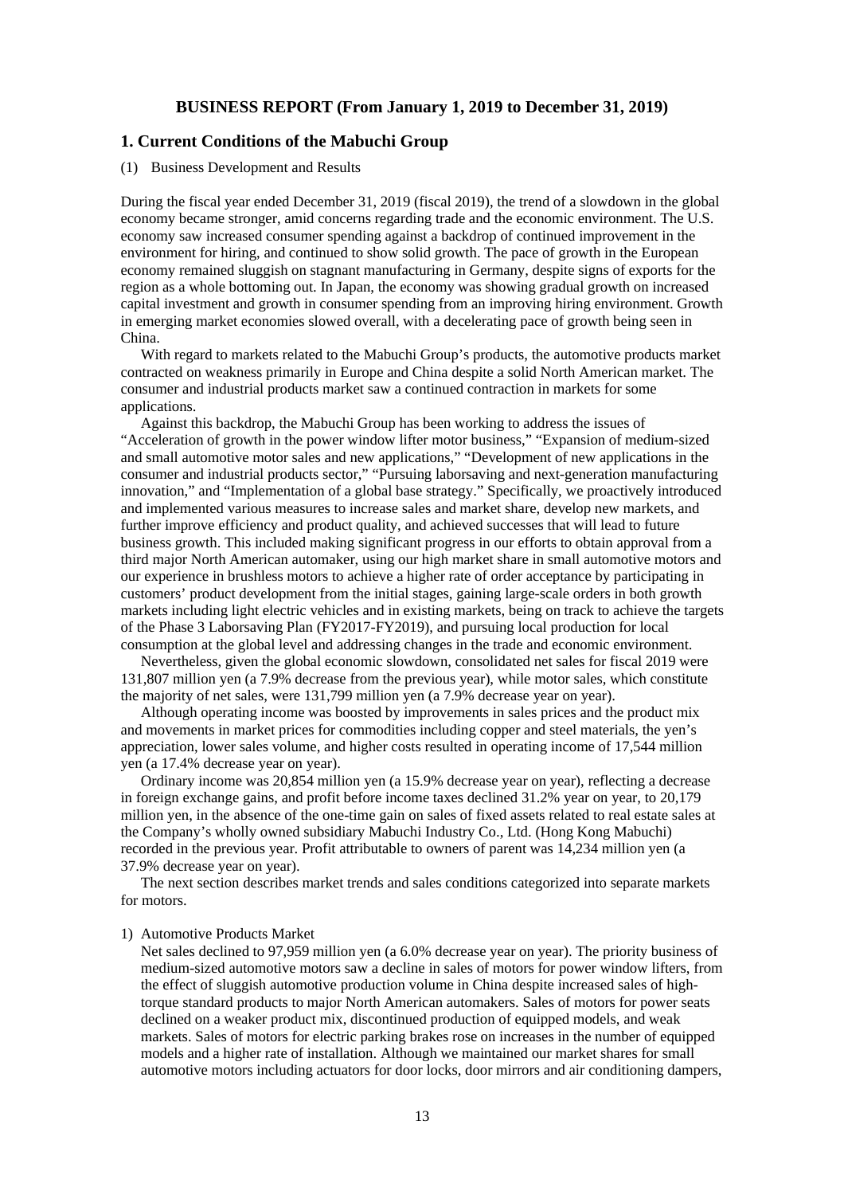## BUSINESS REPORT (From January 1, 2019 to December 31, 2019)

### 1. Current Conditions of the Mabuchi Group

(1) Business Development and Results

During the fiscal year ended December 31, 2019 (fiscal 2019), the trend of a slowdown in the global economy became stronger, amid concerns regarding trade and the economic environment. The U.S. economy saw increased consumer spending against a backdrop of continued improvement in the environment for hiring, and continued to show solid growth. The pace of growth in the European economy remained sluggish on stagnant manufacturing in Germany, despite signs of exports for the region as a whole bottoming out. In Japan, the economy was showing gradual growth on increased capital investment and growth in consumer spending from an improving hiring environment. Growth in emerging market economies slowed overall, with a decelerating pace of growth being seen in China.

With regard to markets related to the Mabuchi Group's products, the automotive products market contracted on weakness primarily in Europe and China despite a solid North American market. The consumer and industrial products market saw a continued contraction in markets for some applications.

Against this backdrop, the Mabuchi Group has been working to address the issues of "Acceleration of growth in the power window lifter motor business," "Expansion of medium-sized and small automotive motor sales and new applications," "Development of new applications in the consumer and industrial products sector," "Pursuing laborsaving and next-generation manufacturing innovation," and "Implementation of a global base strategy." Specifically, we proactively introduced and implemented various measures to increase sales and market share, develop new markets, and further improve efficiency and product quality, and achieved successes that will lead to future business growth. This included making significant progress in our efforts to obtain approval from a third major North American automaker, using our high market share in small automotive motors and our experience in brushless motors to achieve a higher rate of order acceptance by participating in customers' product development from the initial stages, gaining large-scale orders in both growth markets including light electric vehicles and in existing markets, being on track to achieve the targets of the Phase 3 Laborsaving Plan (FY2017-FY2019), and pursuing local production for local consumption at the global level and addressing changes in the trade and economic environment.

Nevertheless, given the global economic slowdown, consolidated net sales for fiscal 2019 were 131,807 million yen (a 7.9% decrease from the previous year), while motor sales, which constitute the majority of net sales, were 131,799 million yen (a 7.9% decrease year on year).

Although operating income was boosted by improvements in sales prices and the product mix and movements in market prices for commodities including copper and steel materials, the yen's appreciation, lower sales volume, and higher costs resulted in operating income of 17,544 million yen (a 17.4% decrease year on year).

Ordinary income was 20,854 million yen (a 15.9% decrease year on year), reflecting a decrease in foreign exchange gains, and profit before income taxes declined 31.2% year on year, to 20,179 million yen, in the absence of the one-time gain on sales of fixed assets related to real estate sales at the Company's wholly owned subsidiary Mabuchi Industry Co., Ltd. (Hong Kong Mabuchi) recorded in the previous year. Profit attributable to owners of parent was 14,234 million yen (a 37.9% decrease year on year).

The next section describes market trends and sales conditions categorized into separate markets for motors.

1) Automotive Products Market

Net sales declined to 97,959 million yen (a 6.0% decrease year on year). The priority business of medium-sized automotive motors saw a decline in sales of motors for power window lifters, from the effect of sluggish automotive production volume in China despite increased sales of high-torque standard products to major North American automakers. Sales of motors for power seats declined on a weaker product mix, discontinued production of equipped models, and weak markets. Sales of motors for electric parking brakes rose on increases in the number of equipped models and a higher rate of installation. Although we maintained our market shares for small automotive motors including actuators for door locks, door mirrors and air conditioning dampers,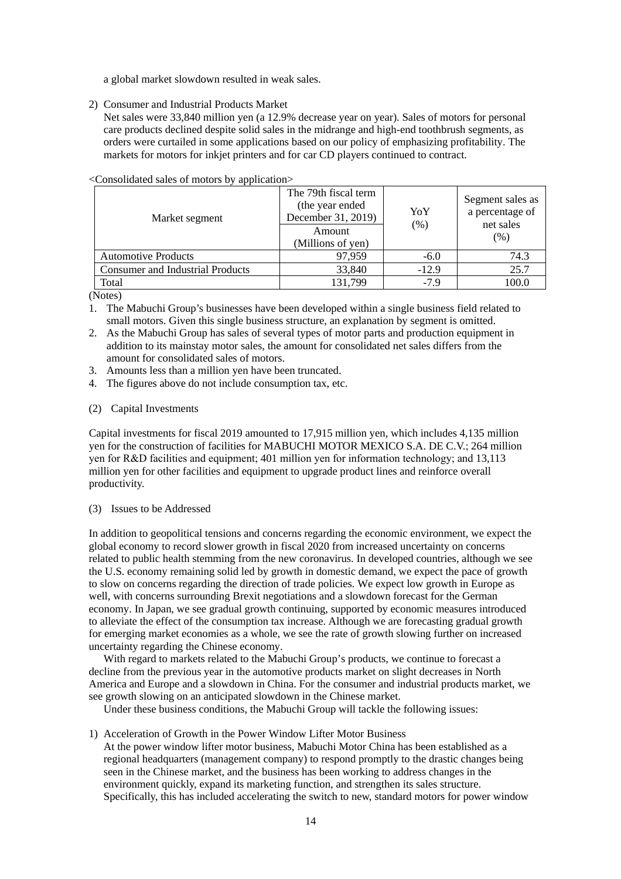a global market slowdown resulted in weak sales.

2) Consumer and Industrial Products Market
   Net sales were 33,840 million yen (a 12.9% decrease year on year). Sales of motors for personal care products declined despite solid sales in the midrange and high-end toothbrush segments, as orders were curtailed in some applications based on our policy of emphasizing profitability. The markets for motors for inkjet printers and for car CD players continued to contract.

<Consolidated sales of motors by application>

| Market segment | The 79th fiscal term (the year ended December 31, 2019) Amount (Millions of yen) | YoY (%) | Segment sales as a percentage of net sales (%) |
|---|---|---|---|
| Automotive Products | 97,959 | -6.0 | 74.3 |
| Consumer and Industrial Products | 33,840 | -12.9 | 25.7 |
| Total | 131,799 | -7.9 | 100.0 |

(Notes)

1. The Mabuchi Group's businesses have been developed within a single business field related to small motors. Given this single business structure, an explanation by segment is omitted.
2. As the Mabuchi Group has sales of several types of motor parts and production equipment in addition to its mainstay motor sales, the amount for consolidated net sales differs from the amount for consolidated sales of motors.
3. Amounts less than a million yen have been truncated.
4. The figures above do not include consumption tax, etc.

(2) Capital Investments

Capital investments for fiscal 2019 amounted to 17,915 million yen, which includes 4,135 million yen for the construction of facilities for MABUCHI MOTOR MEXICO S.A. DE C.V.; 264 million yen for R&D facilities and equipment; 401 million yen for information technology; and 13,113 million yen for other facilities and equipment to upgrade product lines and reinforce overall productivity.

(3) Issues to be Addressed

In addition to geopolitical tensions and concerns regarding the economic environment, we expect the global economy to record slower growth in fiscal 2020 from increased uncertainty on concerns related to public health stemming from the new coronavirus. In developed countries, although we see the U.S. economy remaining solid led by growth in domestic demand, we expect the pace of growth to slow on concerns regarding the direction of trade policies. We expect low growth in Europe as well, with concerns surrounding Brexit negotiations and a slowdown forecast for the German economy. In Japan, we see gradual growth continuing, supported by economic measures introduced to alleviate the effect of the consumption tax increase. Although we are forecasting gradual growth for emerging market economies as a whole, we see the rate of growth slowing further on increased uncertainty regarding the Chinese economy.

With regard to markets related to the Mabuchi Group's products, we continue to forecast a decline from the previous year in the automotive products market on slight decreases in North America and Europe and a slowdown in China. For the consumer and industrial products market, we see growth slowing on an anticipated slowdown in the Chinese market.

Under these business conditions, the Mabuchi Group will tackle the following issues:

1) Acceleration of Growth in the Power Window Lifter Motor Business
   At the power window lifter motor business, Mabuchi Motor China has been established as a regional headquarters (management company) to respond promptly to the drastic changes being seen in the Chinese market, and the business has been working to address changes in the environment quickly, expand its marketing function, and strengthen its sales structure. Specifically, this has included accelerating the switch to new, standard motors for power window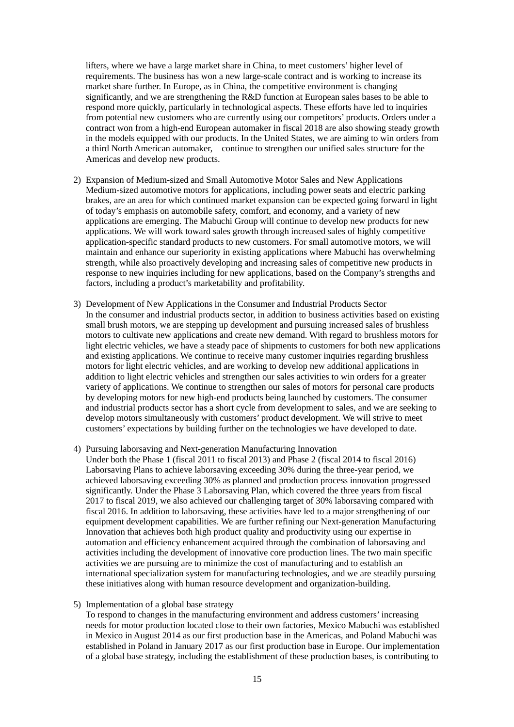lifters, where we have a large market share in China, to meet customers' higher level of requirements. The business has won a new large-scale contract and is working to increase its market share further. In Europe, as in China, the competitive environment is changing significantly, and we are strengthening the R&D function at European sales bases to be able to respond more quickly, particularly in technological aspects. These efforts have led to inquiries from potential new customers who are currently using our competitors' products. Orders under a contract won from a high-end European automaker in fiscal 2018 are also showing steady growth in the models equipped with our products. In the United States, we are aiming to win orders from a third North American automaker,　continue to strengthen our unified sales structure for the Americas and develop new products.

2) Expansion of Medium-sized and Small Automotive Motor Sales and New Applications
Medium-sized automotive motors for applications, including power seats and electric parking brakes, are an area for which continued market expansion can be expected going forward in light of today's emphasis on automobile safety, comfort, and economy, and a variety of new applications are emerging. The Mabuchi Group will continue to develop new products for new applications. We will work toward sales growth through increased sales of highly competitive application-specific standard products to new customers. For small automotive motors, we will maintain and enhance our superiority in existing applications where Mabuchi has overwhelming strength, while also proactively developing and increasing sales of competitive new products in response to new inquiries including for new applications, based on the Company's strengths and factors, including a product's marketability and profitability.

3) Development of New Applications in the Consumer and Industrial Products Sector
In the consumer and industrial products sector, in addition to business activities based on existing small brush motors, we are stepping up development and pursuing increased sales of brushless motors to cultivate new applications and create new demand. With regard to brushless motors for light electric vehicles, we have a steady pace of shipments to customers for both new applications and existing applications. We continue to receive many customer inquiries regarding brushless motors for light electric vehicles, and are working to develop new additional applications in addition to light electric vehicles and strengthen our sales activities to win orders for a greater variety of applications. We continue to strengthen our sales of motors for personal care products by developing motors for new high-end products being launched by customers. The consumer and industrial products sector has a short cycle from development to sales, and we are seeking to develop motors simultaneously with customers' product development. We will strive to meet customers' expectations by building further on the technologies we have developed to date.

4) Pursuing laborsaving and Next-generation Manufacturing Innovation
Under both the Phase 1 (fiscal 2011 to fiscal 2013) and Phase 2 (fiscal 2014 to fiscal 2016) Laborsaving Plans to achieve laborsaving exceeding 30% during the three-year period, we achieved laborsaving exceeding 30% as planned and production process innovation progressed significantly. Under the Phase 3 Laborsaving Plan, which covered the three years from fiscal 2017 to fiscal 2019, we also achieved our challenging target of 30% laborsaving compared with fiscal 2016. In addition to laborsaving, these activities have led to a major strengthening of our equipment development capabilities. We are further refining our Next-generation Manufacturing Innovation that achieves both high product quality and productivity using our expertise in automation and efficiency enhancement acquired through the combination of laborsaving and activities including the development of innovative core production lines. The two main specific activities we are pursuing are to minimize the cost of manufacturing and to establish an international specialization system for manufacturing technologies, and we are steadily pursuing these initiatives along with human resource development and organization-building.

5) Implementation of a global base strategy
To respond to changes in the manufacturing environment and address customers' increasing needs for motor production located close to their own factories, Mexico Mabuchi was established in Mexico in August 2014 as our first production base in the Americas, and Poland Mabuchi was established in Poland in January 2017 as our first production base in Europe. Our implementation of a global base strategy, including the establishment of these production bases, is contributing to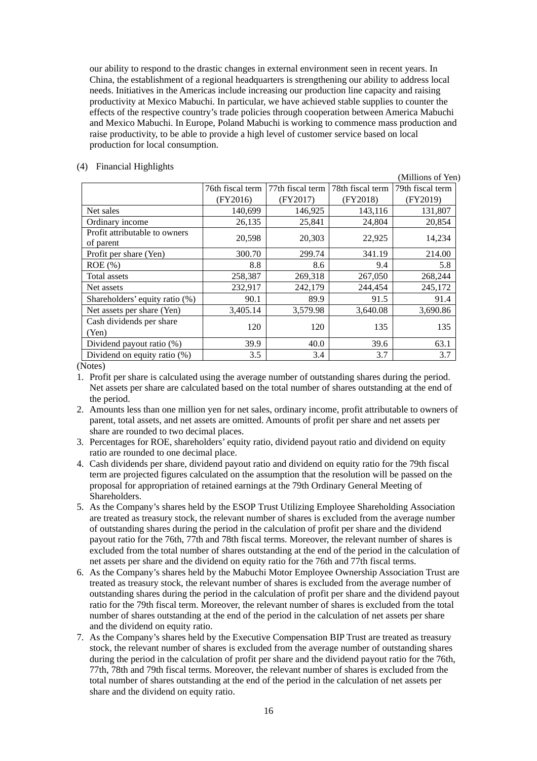our ability to respond to the drastic changes in external environment seen in recent years. In China, the establishment of a regional headquarters is strengthening our ability to address local needs. Initiatives in the Americas include increasing our production line capacity and raising productivity at Mexico Mabuchi. In particular, we have achieved stable supplies to counter the effects of the respective country's trade policies through cooperation between America Mabuchi and Mexico Mabuchi. In Europe, Poland Mabuchi is working to commence mass production and raise productivity, to be able to provide a high level of customer service based on local production for local consumption.

(4) Financial Highlights

(Millions of Yen)

| | 76th fiscal term (FY2016) | 77th fiscal term (FY2017) | 78th fiscal term (FY2018) | 79th fiscal term (FY2019) |
|---|---|---|---|---|
| Net sales | 140,699 | 146,925 | 143,116 | 131,807 |
| Ordinary income | 26,135 | 25,841 | 24,804 | 20,854 |
| Profit attributable to owners of parent | 20,598 | 20,303 | 22,925 | 14,234 |
| Profit per share (Yen) | 300.70 | 299.74 | 341.19 | 214.00 |
| ROE (%) | 8.8 | 8.6 | 9.4 | 5.8 |
| Total assets | 258,387 | 269,318 | 267,050 | 268,244 |
| Net assets | 232,917 | 242,179 | 244,454 | 245,172 |
| Shareholders' equity ratio (%) | 90.1 | 89.9 | 91.5 | 91.4 |
| Net assets per share (Yen) | 3,405.14 | 3,579.98 | 3,640.08 | 3,690.86 |
| Cash dividends per share (Yen) | 120 | 120 | 135 | 135 |
| Dividend payout ratio (%) | 39.9 | 40.0 | 39.6 | 63.1 |
| Dividend on equity ratio (%) | 3.5 | 3.4 | 3.7 | 3.7 |

(Notes)

1. Profit per share is calculated using the average number of outstanding shares during the period. Net assets per share are calculated based on the total number of shares outstanding at the end of the period.
2. Amounts less than one million yen for net sales, ordinary income, profit attributable to owners of parent, total assets, and net assets are omitted. Amounts of profit per share and net assets per share are rounded to two decimal places.
3. Percentages for ROE, shareholders' equity ratio, dividend payout ratio and dividend on equity ratio are rounded to one decimal place.
4. Cash dividends per share, dividend payout ratio and dividend on equity ratio for the 79th fiscal term are projected figures calculated on the assumption that the resolution will be passed on the proposal for appropriation of retained earnings at the 79th Ordinary General Meeting of Shareholders.
5. As the Company's shares held by the ESOP Trust Utilizing Employee Shareholding Association are treated as treasury stock, the relevant number of shares is excluded from the average number of outstanding shares during the period in the calculation of profit per share and the dividend payout ratio for the 76th, 77th and 78th fiscal terms. Moreover, the relevant number of shares is excluded from the total number of shares outstanding at the end of the period in the calculation of net assets per share and the dividend on equity ratio for the 76th and 77th fiscal terms.
6. As the Company's shares held by the Mabuchi Motor Employee Ownership Association Trust are treated as treasury stock, the relevant number of shares is excluded from the average number of outstanding shares during the period in the calculation of profit per share and the dividend payout ratio for the 79th fiscal term. Moreover, the relevant number of shares is excluded from the total number of shares outstanding at the end of the period in the calculation of net assets per share and the dividend on equity ratio.
7. As the Company's shares held by the Executive Compensation BIP Trust are treated as treasury stock, the relevant number of shares is excluded from the average number of outstanding shares during the period in the calculation of profit per share and the dividend payout ratio for the 76th, 77th, 78th and 79th fiscal terms. Moreover, the relevant number of shares is excluded from the total number of shares outstanding at the end of the period in the calculation of net assets per share and the dividend on equity ratio.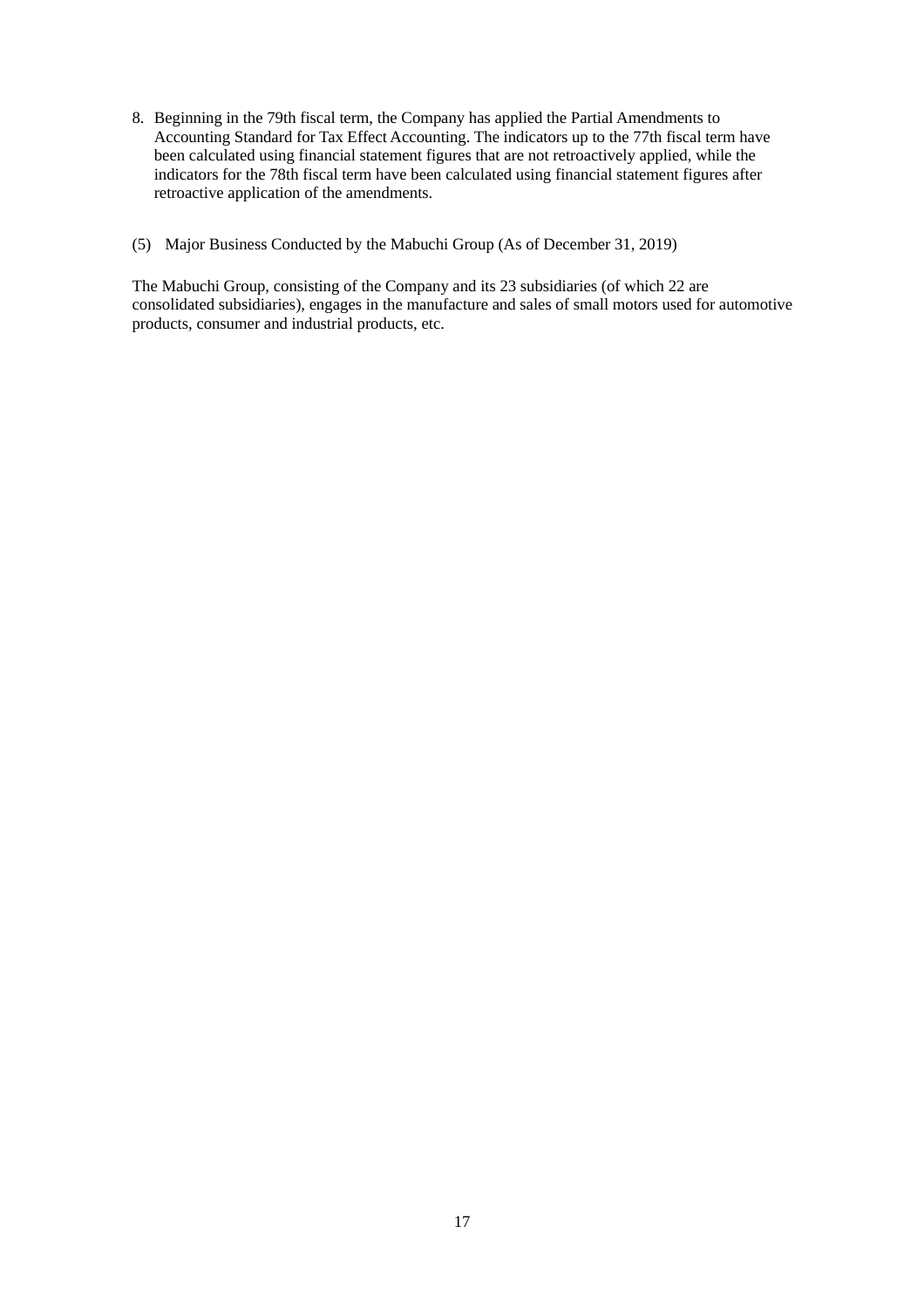8. Beginning in the 79th fiscal term, the Company has applied the Partial Amendments to Accounting Standard for Tax Effect Accounting. The indicators up to the 77th fiscal term have been calculated using financial statement figures that are not retroactively applied, while the indicators for the 78th fiscal term have been calculated using financial statement figures after retroactive application of the amendments.

(5) Major Business Conducted by the Mabuchi Group (As of December 31, 2019)

The Mabuchi Group, consisting of the Company and its 23 subsidiaries (of which 22 are consolidated subsidiaries), engages in the manufacture and sales of small motors used for automotive products, consumer and industrial products, etc.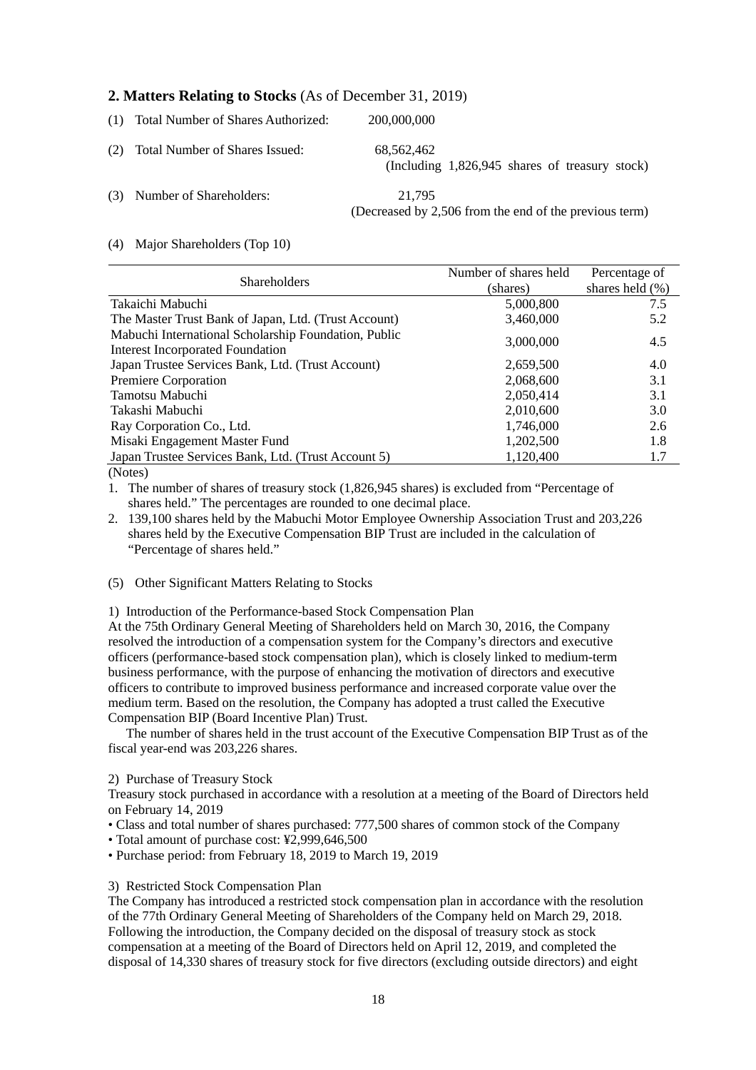## 2. Matters Relating to Stocks (As of December 31, 2019)

(1) Total Number of Shares Authorized: 200,000,000

(2) Total Number of Shares Issued: 68,562,462
(Including 1,826,945 shares of treasury stock)

(3) Number of Shareholders: 21,795
(Decreased by 2,506 from the end of the previous term)

(4) Major Shareholders (Top 10)

| Shareholders | Number of shares held (shares) | Percentage of shares held (%) |
|---|---|---|
| Takaichi Mabuchi | 5,000,800 | 7.5 |
| The Master Trust Bank of Japan, Ltd. (Trust Account) | 3,460,000 | 5.2 |
| Mabuchi International Scholarship Foundation, Public Interest Incorporated Foundation | 3,000,000 | 4.5 |
| Japan Trustee Services Bank, Ltd. (Trust Account) | 2,659,500 | 4.0 |
| Premiere Corporation | 2,068,600 | 3.1 |
| Tamotsu Mabuchi | 2,050,414 | 3.1 |
| Takashi Mabuchi | 2,010,600 | 3.0 |
| Ray Corporation Co., Ltd. | 1,746,000 | 2.6 |
| Misaki Engagement Master Fund | 1,202,500 | 1.8 |
| Japan Trustee Services Bank, Ltd. (Trust Account 5) | 1,120,400 | 1.7 |

(Notes)

1. The number of shares of treasury stock (1,826,945 shares) is excluded from "Percentage of shares held." The percentages are rounded to one decimal place.
2. 139,100 shares held by the Mabuchi Motor Employee Ownership Association Trust and 203,226 shares held by the Executive Compensation BIP Trust are included in the calculation of "Percentage of shares held."

(5) Other Significant Matters Relating to Stocks

1) Introduction of the Performance-based Stock Compensation Plan

At the 75th Ordinary General Meeting of Shareholders held on March 30, 2016, the Company resolved the introduction of a compensation system for the Company's directors and executive officers (performance-based stock compensation plan), which is closely linked to medium-term business performance, with the purpose of enhancing the motivation of directors and executive officers to contribute to improved business performance and increased corporate value over the medium term. Based on the resolution, the Company has adopted a trust called the Executive Compensation BIP (Board Incentive Plan) Trust.

The number of shares held in the trust account of the Executive Compensation BIP Trust as of the fiscal year-end was 203,226 shares.

2) Purchase of Treasury Stock

Treasury stock purchased in accordance with a resolution at a meeting of the Board of Directors held on February 14, 2019

- Class and total number of shares purchased: 777,500 shares of common stock of the Company
- Total amount of purchase cost: ¥2,999,646,500
- Purchase period: from February 18, 2019 to March 19, 2019

3) Restricted Stock Compensation Plan

The Company has introduced a restricted stock compensation plan in accordance with the resolution of the 77th Ordinary General Meeting of Shareholders of the Company held on March 29, 2018. Following the introduction, the Company decided on the disposal of treasury stock as stock compensation at a meeting of the Board of Directors held on April 12, 2019, and completed the disposal of 14,330 shares of treasury stock for five directors (excluding outside directors) and eight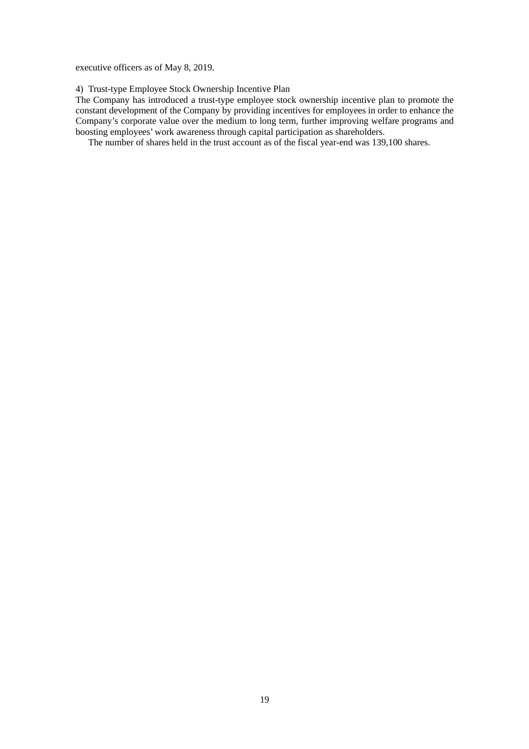executive officers as of May 8, 2019.

4) Trust-type Employee Stock Ownership Incentive Plan

The Company has introduced a trust-type employee stock ownership incentive plan to promote the constant development of the Company by providing incentives for employees in order to enhance the Company's corporate value over the medium to long term, further improving welfare programs and boosting employees' work awareness through capital participation as shareholders.

The number of shares held in the trust account as of the fiscal year-end was 139,100 shares.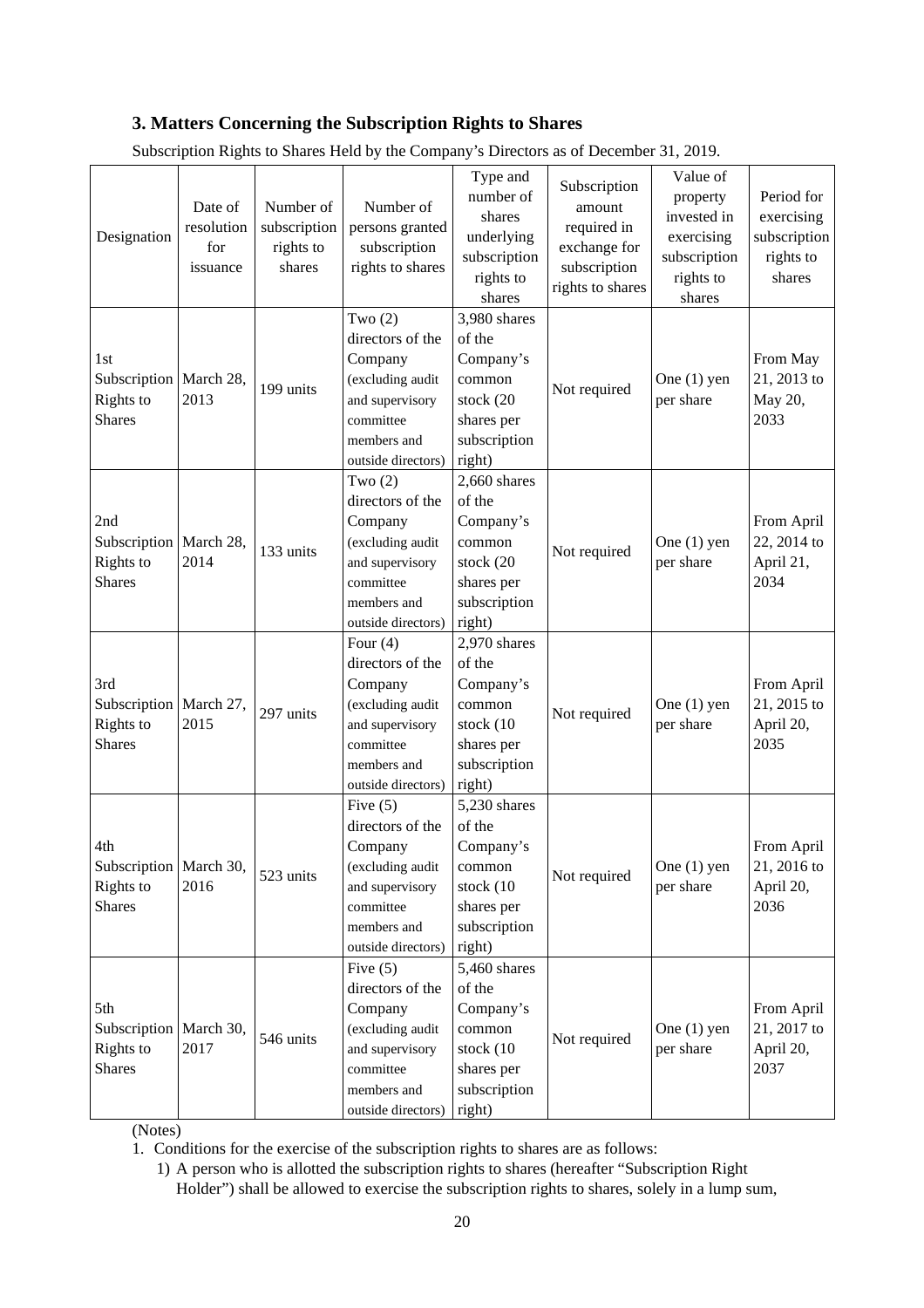### 3. Matters Concerning the Subscription Rights to Shares

Subscription Rights to Shares Held by the Company's Directors as of December 31, 2019.

| Designation | Date of resolution for issuance | Number of subscription rights to shares | Number of persons granted subscription rights to shares | Type and number of shares underlying subscription rights to shares | Subscription amount required in exchange for subscription rights to shares | Value of property invested in exercising subscription rights to shares | Period for exercising subscription rights to shares |
|---|---|---|---|---|---|---|---|
| 1st Subscription Rights to Shares | March 28, 2013 | 199 units | Two (2) directors of the Company (excluding audit and supervisory committee members and outside directors) | 3,980 shares of the Company's common stock (20 shares per subscription right) | Not required | One (1) yen per share | From May 21, 2013 to May 20, 2033 |
| 2nd Subscription Rights to Shares | March 28, 2014 | 133 units | Two (2) directors of the Company (excluding audit and supervisory committee members and outside directors) | 2,660 shares of the Company's common stock (20 shares per subscription right) | Not required | One (1) yen per share | From April 22, 2014 to April 21, 2034 |
| 3rd Subscription Rights to Shares | March 27, 2015 | 297 units | Four (4) directors of the Company (excluding audit and supervisory committee members and outside directors) | 2,970 shares of the Company's common stock (10 shares per subscription right) | Not required | One (1) yen per share | From April 21, 2015 to April 20, 2035 |
| 4th Subscription Rights to Shares | March 30, 2016 | 523 units | Five (5) directors of the Company (excluding audit and supervisory committee members and outside directors) | 5,230 shares of the Company's common stock (10 shares per subscription right) | Not required | One (1) yen per share | From April 21, 2016 to April 20, 2036 |
| 5th Subscription Rights to Shares | March 30, 2017 | 546 units | Five (5) directors of the Company (excluding audit and supervisory committee members and outside directors) | 5,460 shares of the Company's common stock (10 shares per subscription right) | Not required | One (1) yen per share | From April 21, 2017 to April 20, 2037 |

(Notes)

1. Conditions for the exercise of the subscription rights to shares are as follows:
   1) A person who is allotted the subscription rights to shares (hereafter "Subscription Right Holder") shall be allowed to exercise the subscription rights to shares, solely in a lump sum,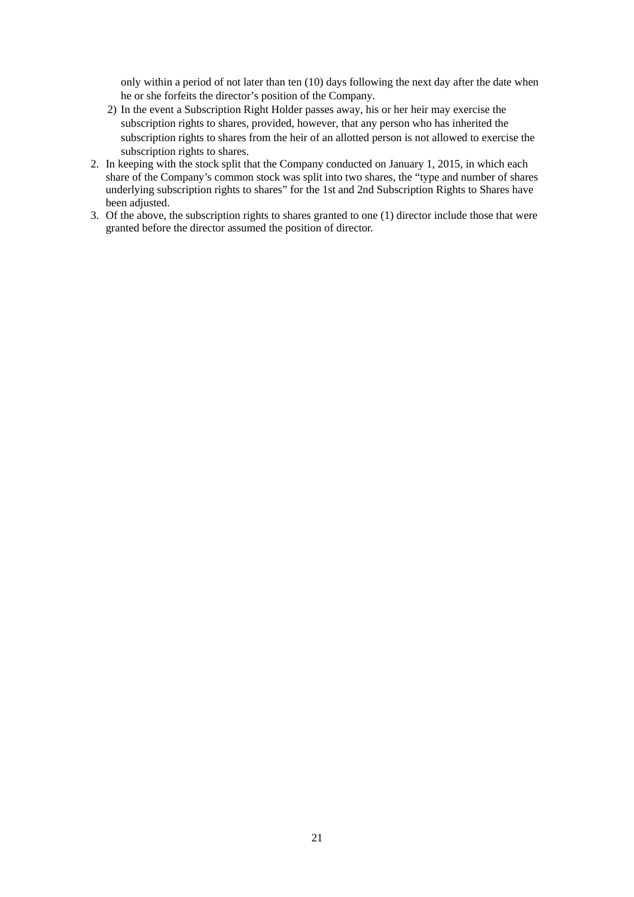only within a period of not later than ten (10) days following the next day after the date when he or she forfeits the director's position of the Company.

2) In the event a Subscription Right Holder passes away, his or her heir may exercise the subscription rights to shares, provided, however, that any person who has inherited the subscription rights to shares from the heir of an allotted person is not allowed to exercise the subscription rights to shares.

2. In keeping with the stock split that the Company conducted on January 1, 2015, in which each share of the Company's common stock was split into two shares, the "type and number of shares underlying subscription rights to shares" for the 1st and 2nd Subscription Rights to Shares have been adjusted.
3. Of the above, the subscription rights to shares granted to one (1) director include those that were granted before the director assumed the position of director.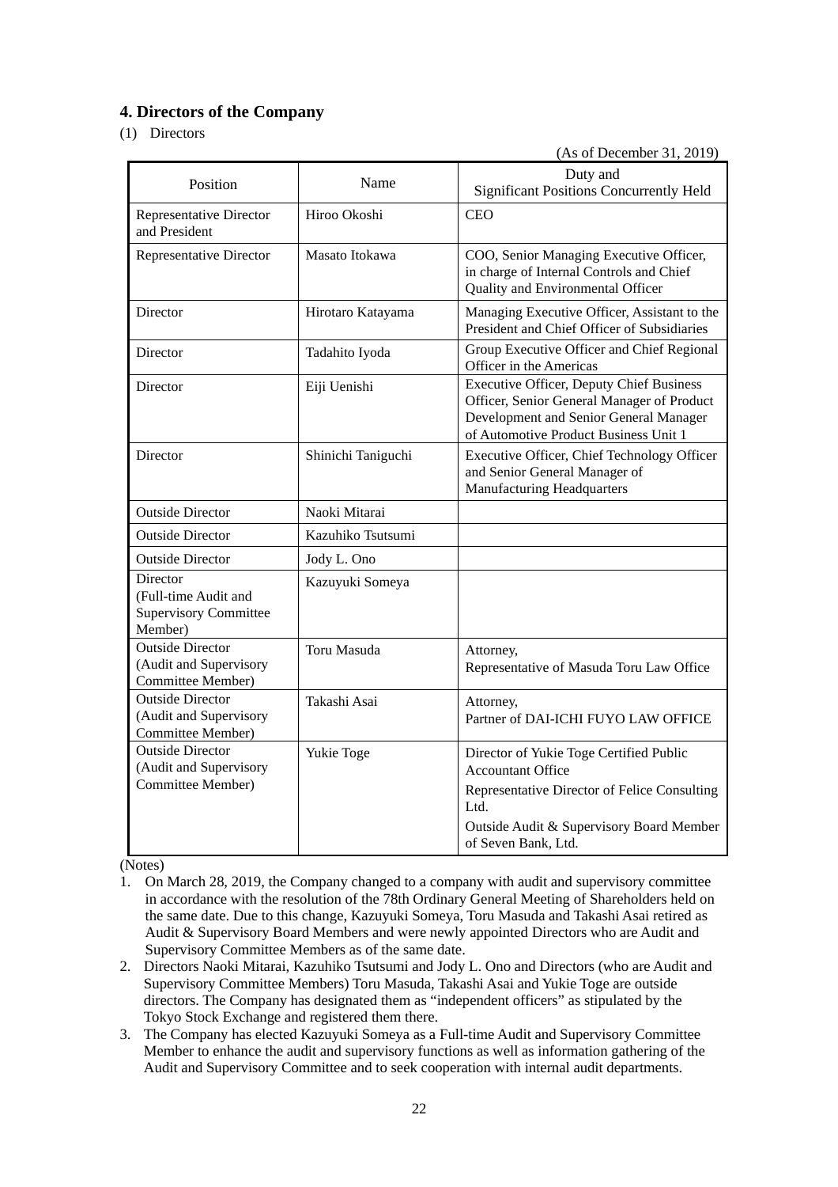## 4. Directors of the Company

(1) Directors

(As of December 31, 2019)

| Position | Name | Duty and Significant Positions Concurrently Held |
|---|---|---|
| Representative Director and President | Hiroo Okoshi | CEO |
| Representative Director | Masato Itokawa | COO, Senior Managing Executive Officer, in charge of Internal Controls and Chief Quality and Environmental Officer |
| Director | Hirotaro Katayama | Managing Executive Officer, Assistant to the President and Chief Officer of Subsidiaries |
| Director | Tadahito Iyoda | Group Executive Officer and Chief Regional Officer in the Americas |
| Director | Eiji Uenishi | Executive Officer, Deputy Chief Business Officer, Senior General Manager of Product Development and Senior General Manager of Automotive Product Business Unit 1 |
| Director | Shinichi Taniguchi | Executive Officer, Chief Technology Officer and Senior General Manager of Manufacturing Headquarters |
| Outside Director | Naoki Mitarai | |
| Outside Director | Kazuhiko Tsutsumi | |
| Outside Director | Jody L. Ono | |
| Director (Full-time Audit and Supervisory Committee Member) | Kazuyuki Someya | |
| Outside Director (Audit and Supervisory Committee Member) | Toru Masuda | Attorney, Representative of Masuda Toru Law Office |
| Outside Director (Audit and Supervisory Committee Member) | Takashi Asai | Attorney, Partner of DAI-ICHI FUYO LAW OFFICE |
| Outside Director (Audit and Supervisory Committee Member) | Yukie Toge | Director of Yukie Toge Certified Public Accountant Office<br>Representative Director of Felice Consulting Ltd.<br>Outside Audit & Supervisory Board Member of Seven Bank, Ltd. |

(Notes)

1. On March 28, 2019, the Company changed to a company with audit and supervisory committee in accordance with the resolution of the 78th Ordinary General Meeting of Shareholders held on the same date. Due to this change, Kazuyuki Someya, Toru Masuda and Takashi Asai retired as Audit & Supervisory Board Members and were newly appointed Directors who are Audit and Supervisory Committee Members as of the same date.
2. Directors Naoki Mitarai, Kazuhiko Tsutsumi and Jody L. Ono and Directors (who are Audit and Supervisory Committee Members) Toru Masuda, Takashi Asai and Yukie Toge are outside directors. The Company has designated them as "independent officers" as stipulated by the Tokyo Stock Exchange and registered them there.
3. The Company has elected Kazuyuki Someya as a Full-time Audit and Supervisory Committee Member to enhance the audit and supervisory functions as well as information gathering of the Audit and Supervisory Committee and to seek cooperation with internal audit departments.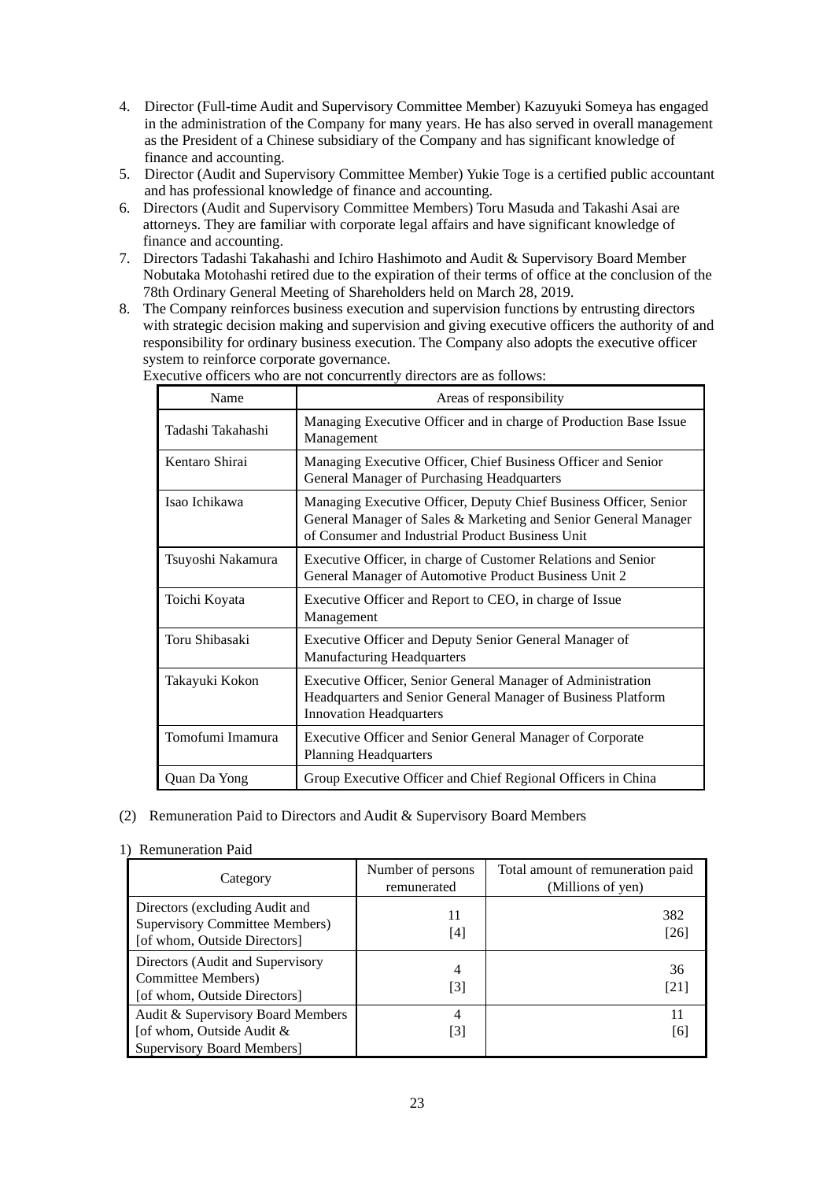4. Director (Full-time Audit and Supervisory Committee Member) Kazuyuki Someya has engaged in the administration of the Company for many years. He has also served in overall management as the President of a Chinese subsidiary of the Company and has significant knowledge of finance and accounting.
5. Director (Audit and Supervisory Committee Member) Yukie Toge is a certified public accountant and has professional knowledge of finance and accounting.
6. Directors (Audit and Supervisory Committee Members) Toru Masuda and Takashi Asai are attorneys. They are familiar with corporate legal affairs and have significant knowledge of finance and accounting.
7. Directors Tadashi Takahashi and Ichiro Hashimoto and Audit & Supervisory Board Member Nobutaka Motohashi retired due to the expiration of their terms of office at the conclusion of the 78th Ordinary General Meeting of Shareholders held on March 28, 2019.
8. The Company reinforces business execution and supervision functions by entrusting directors with strategic decision making and supervision and giving executive officers the authority of and responsibility for ordinary business execution. The Company also adopts the executive officer system to reinforce corporate governance.
   Executive officers who are not concurrently directors are as follows:

| Name | Areas of responsibility |
|---|---|
| Tadashi Takahashi | Managing Executive Officer and in charge of Production Base Issue Management |
| Kentaro Shirai | Managing Executive Officer, Chief Business Officer and Senior General Manager of Purchasing Headquarters |
| Isao Ichikawa | Managing Executive Officer, Deputy Chief Business Officer, Senior General Manager of Sales & Marketing and Senior General Manager of Consumer and Industrial Product Business Unit |
| Tsuyoshi Nakamura | Executive Officer, in charge of Customer Relations and Senior General Manager of Automotive Product Business Unit 2 |
| Toichi Koyata | Executive Officer and Report to CEO, in charge of Issue Management |
| Toru Shibasaki | Executive Officer and Deputy Senior General Manager of Manufacturing Headquarters |
| Takayuki Kokon | Executive Officer, Senior General Manager of Administration Headquarters and Senior General Manager of Business Platform Innovation Headquarters |
| Tomofumi Imamura | Executive Officer and Senior General Manager of Corporate Planning Headquarters |
| Quan Da Yong | Group Executive Officer and Chief Regional Officers in China |

(2) Remuneration Paid to Directors and Audit & Supervisory Board Members

1) Remuneration Paid

| Category | Number of persons remunerated | Total amount of remuneration paid (Millions of yen) |
|---|---|---|
| Directors (excluding Audit and Supervisory Committee Members) [of whom, Outside Directors] | 11 [4] | 382 [26] |
| Directors (Audit and Supervisory Committee Members) [of whom, Outside Directors] | 4 [3] | 36 [21] |
| Audit & Supervisory Board Members [of whom, Outside Audit & Supervisory Board Members] | 4 [3] | 11 [6] |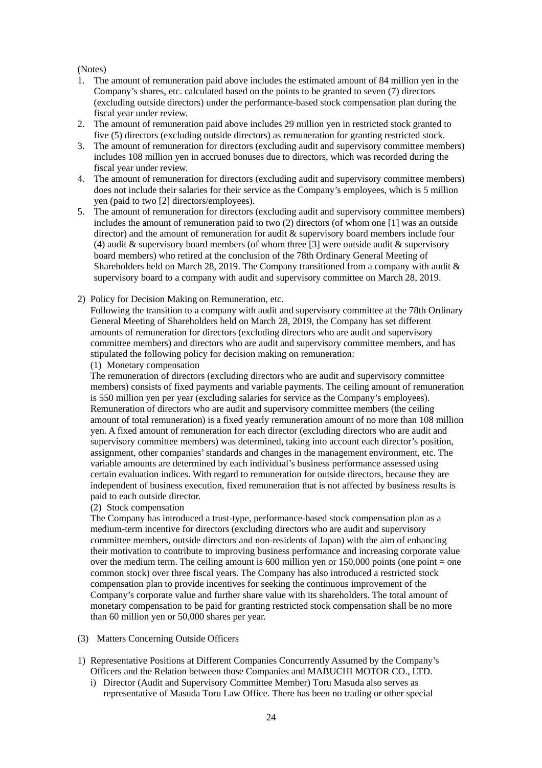(Notes)

1. The amount of remuneration paid above includes the estimated amount of 84 million yen in the Company's shares, etc. calculated based on the points to be granted to seven (7) directors (excluding outside directors) under the performance-based stock compensation plan during the fiscal year under review.
2. The amount of remuneration paid above includes 29 million yen in restricted stock granted to five (5) directors (excluding outside directors) as remuneration for granting restricted stock.
3. The amount of remuneration for directors (excluding audit and supervisory committee members) includes 108 million yen in accrued bonuses due to directors, which was recorded during the fiscal year under review.
4. The amount of remuneration for directors (excluding audit and supervisory committee members) does not include their salaries for their service as the Company's employees, which is 5 million yen (paid to two [2] directors/employees).
5. The amount of remuneration for directors (excluding audit and supervisory committee members) includes the amount of remuneration paid to two (2) directors (of whom one [1] was an outside director) and the amount of remuneration for audit & supervisory board members include four (4) audit & supervisory board members (of whom three [3] were outside audit & supervisory board members) who retired at the conclusion of the 78th Ordinary General Meeting of Shareholders held on March 28, 2019. The Company transitioned from a company with audit & supervisory board to a company with audit and supervisory committee on March 28, 2019.

2) Policy for Decision Making on Remuneration, etc.

Following the transition to a company with audit and supervisory committee at the 78th Ordinary General Meeting of Shareholders held on March 28, 2019, the Company has set different amounts of remuneration for directors (excluding directors who are audit and supervisory committee members) and directors who are audit and supervisory committee members, and has stipulated the following policy for decision making on remuneration:

(1) Monetary compensation

The remuneration of directors (excluding directors who are audit and supervisory committee members) consists of fixed payments and variable payments. The ceiling amount of remuneration is 550 million yen per year (excluding salaries for service as the Company's employees). Remuneration of directors who are audit and supervisory committee members (the ceiling amount of total remuneration) is a fixed yearly remuneration amount of no more than 108 million yen. A fixed amount of remuneration for each director (excluding directors who are audit and supervisory committee members) was determined, taking into account each director's position, assignment, other companies' standards and changes in the management environment, etc. The variable amounts are determined by each individual's business performance assessed using certain evaluation indices. With regard to remuneration for outside directors, because they are independent of business execution, fixed remuneration that is not affected by business results is paid to each outside director.

(2) Stock compensation

The Company has introduced a trust-type, performance-based stock compensation plan as a medium-term incentive for directors (excluding directors who are audit and supervisory committee members, outside directors and non-residents of Japan) with the aim of enhancing their motivation to contribute to improving business performance and increasing corporate value over the medium term. The ceiling amount is 600 million yen or 150,000 points (one point = one common stock) over three fiscal years. The Company has also introduced a restricted stock compensation plan to provide incentives for seeking the continuous improvement of the Company's corporate value and further share value with its shareholders. The total amount of monetary compensation to be paid for granting restricted stock compensation shall be no more than 60 million yen or 50,000 shares per year.

(3) Matters Concerning Outside Officers

1) Representative Positions at Different Companies Concurrently Assumed by the Company's Officers and the Relation between those Companies and MABUCHI MOTOR CO., LTD.

i) Director (Audit and Supervisory Committee Member) Toru Masuda also serves as representative of Masuda Toru Law Office. There has been no trading or other special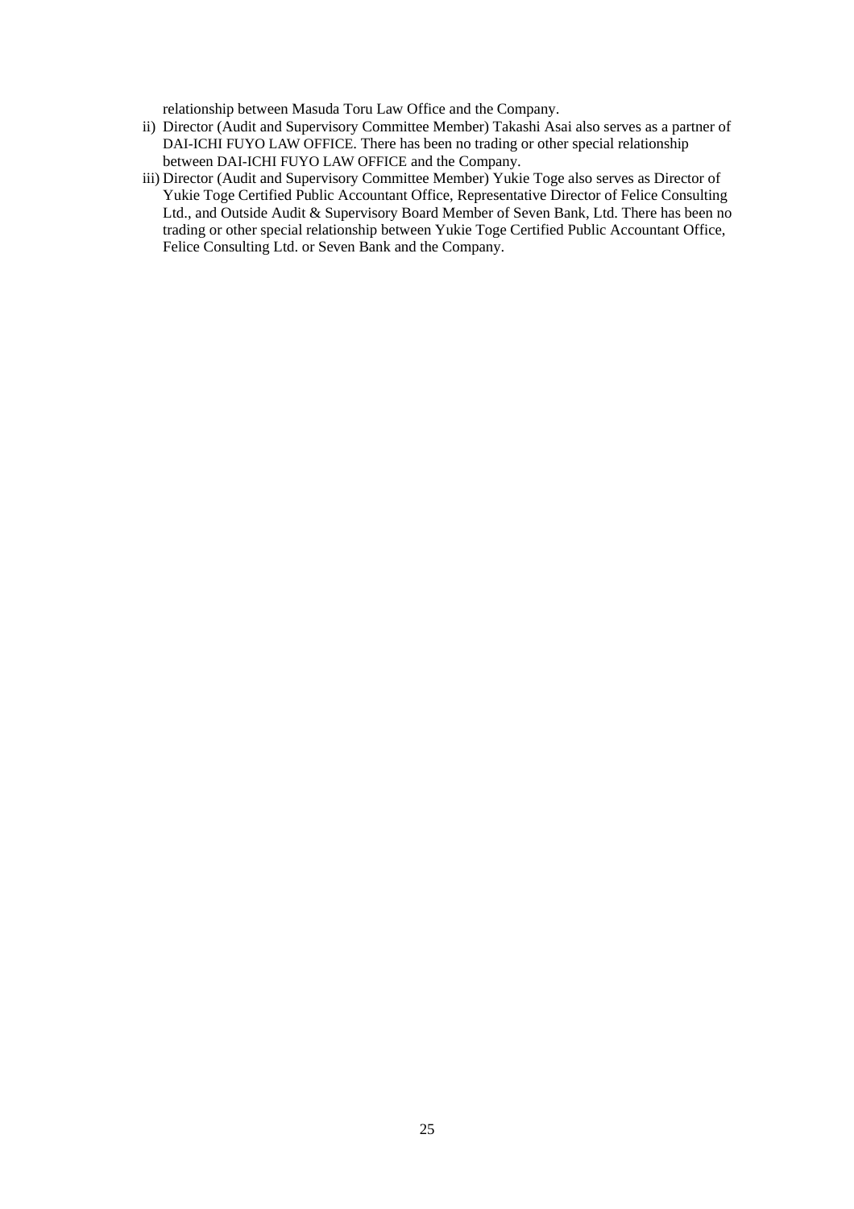relationship between Masuda Toru Law Office and the Company.

ii) Director (Audit and Supervisory Committee Member) Takashi Asai also serves as a partner of DAI-ICHI FUYO LAW OFFICE. There has been no trading or other special relationship between DAI-ICHI FUYO LAW OFFICE and the Company.

iii) Director (Audit and Supervisory Committee Member) Yukie Toge also serves as Director of Yukie Toge Certified Public Accountant Office, Representative Director of Felice Consulting Ltd., and Outside Audit & Supervisory Board Member of Seven Bank, Ltd. There has been no trading or other special relationship between Yukie Toge Certified Public Accountant Office, Felice Consulting Ltd. or Seven Bank and the Company.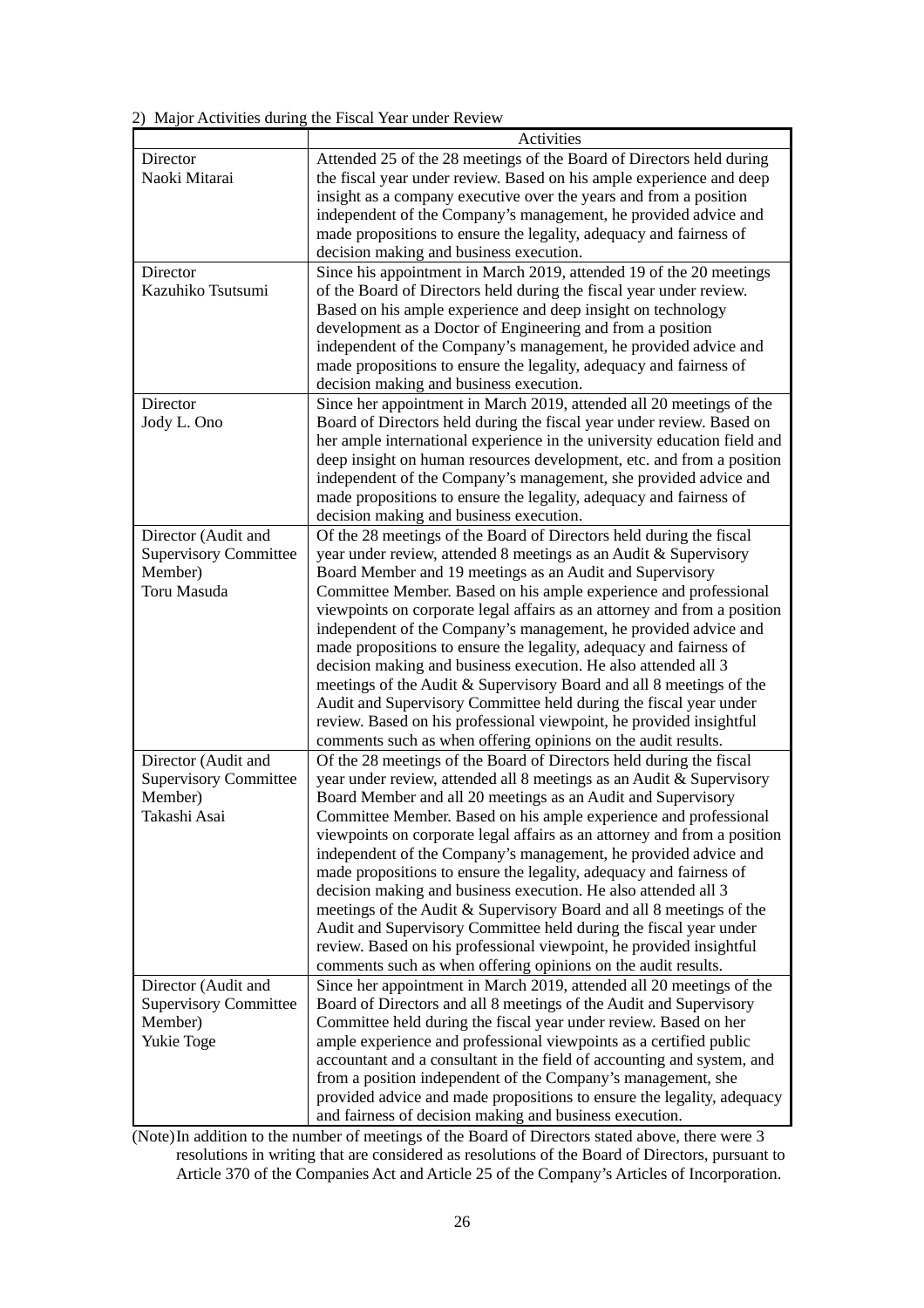2) Major Activities during the Fiscal Year under Review

| | Activities |
|---|---|
| Director<br>Naoki Mitarai | Attended 25 of the 28 meetings of the Board of Directors held during the fiscal year under review. Based on his ample experience and deep insight as a company executive over the years and from a position independent of the Company's management, he provided advice and made propositions to ensure the legality, adequacy and fairness of decision making and business execution. |
| Director<br>Kazuhiko Tsutsumi | Since his appointment in March 2019, attended 19 of the 20 meetings of the Board of Directors held during the fiscal year under review. Based on his ample experience and deep insight on technology development as a Doctor of Engineering and from a position independent of the Company's management, he provided advice and made propositions to ensure the legality, adequacy and fairness of decision making and business execution. |
| Director<br>Jody L. Ono | Since her appointment in March 2019, attended all 20 meetings of the Board of Directors held during the fiscal year under review. Based on her ample international experience in the university education field and deep insight on human resources development, etc. and from a position independent of the Company's management, she provided advice and made propositions to ensure the legality, adequacy and fairness of decision making and business execution. |
| Director (Audit and Supervisory Committee Member)<br>Toru Masuda | Of the 28 meetings of the Board of Directors held during the fiscal year under review, attended 8 meetings as an Audit & Supervisory Board Member and 19 meetings as an Audit and Supervisory Committee Member. Based on his ample experience and professional viewpoints on corporate legal affairs as an attorney and from a position independent of the Company's management, he provided advice and made propositions to ensure the legality, adequacy and fairness of decision making and business execution. He also attended all 3 meetings of the Audit & Supervisory Board and all 8 meetings of the Audit and Supervisory Committee held during the fiscal year under review. Based on his professional viewpoint, he provided insightful comments such as when offering opinions on the audit results. |
| Director (Audit and Supervisory Committee Member)<br>Takashi Asai | Of the 28 meetings of the Board of Directors held during the fiscal year under review, attended all 8 meetings as an Audit & Supervisory Board Member and all 20 meetings as an Audit and Supervisory Committee Member. Based on his ample experience and professional viewpoints on corporate legal affairs as an attorney and from a position independent of the Company's management, he provided advice and made propositions to ensure the legality, adequacy and fairness of decision making and business execution. He also attended all 3 meetings of the Audit & Supervisory Board and all 8 meetings of the Audit and Supervisory Committee held during the fiscal year under review. Based on his professional viewpoint, he provided insightful comments such as when offering opinions on the audit results. |
| Director (Audit and Supervisory Committee Member)<br>Yukie Toge | Since her appointment in March 2019, attended all 20 meetings of the Board of Directors and all 8 meetings of the Audit and Supervisory Committee held during the fiscal year under review. Based on her ample experience and professional viewpoints as a certified public accountant and a consultant in the field of accounting and system, and from a position independent of the Company's management, she provided advice and made propositions to ensure the legality, adequacy and fairness of decision making and business execution. |

(Note) In addition to the number of meetings of the Board of Directors stated above, there were 3 resolutions in writing that are considered as resolutions of the Board of Directors, pursuant to Article 370 of the Companies Act and Article 25 of the Company's Articles of Incorporation.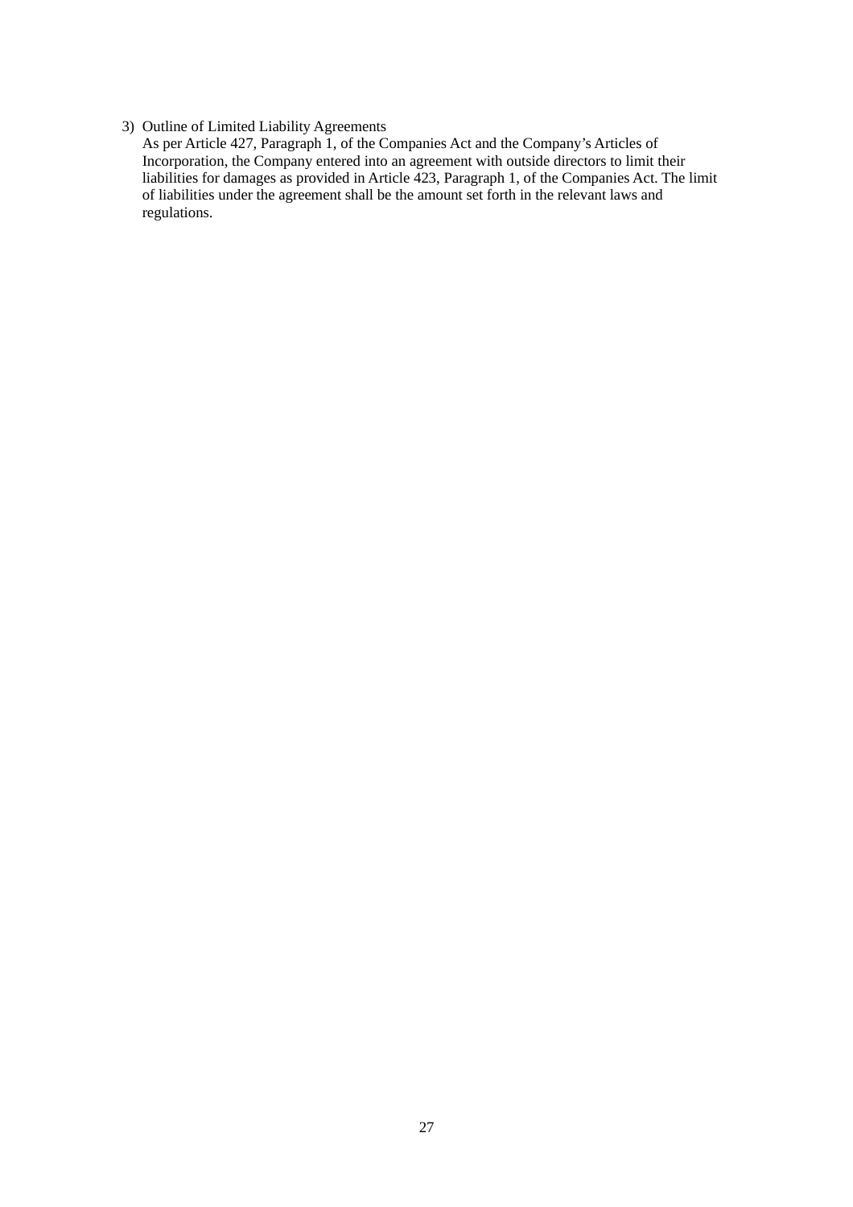3) Outline of Limited Liability Agreements

As per Article 427, Paragraph 1, of the Companies Act and the Company's Articles of Incorporation, the Company entered into an agreement with outside directors to limit their liabilities for damages as provided in Article 423, Paragraph 1, of the Companies Act. The limit of liabilities under the agreement shall be the amount set forth in the relevant laws and regulations.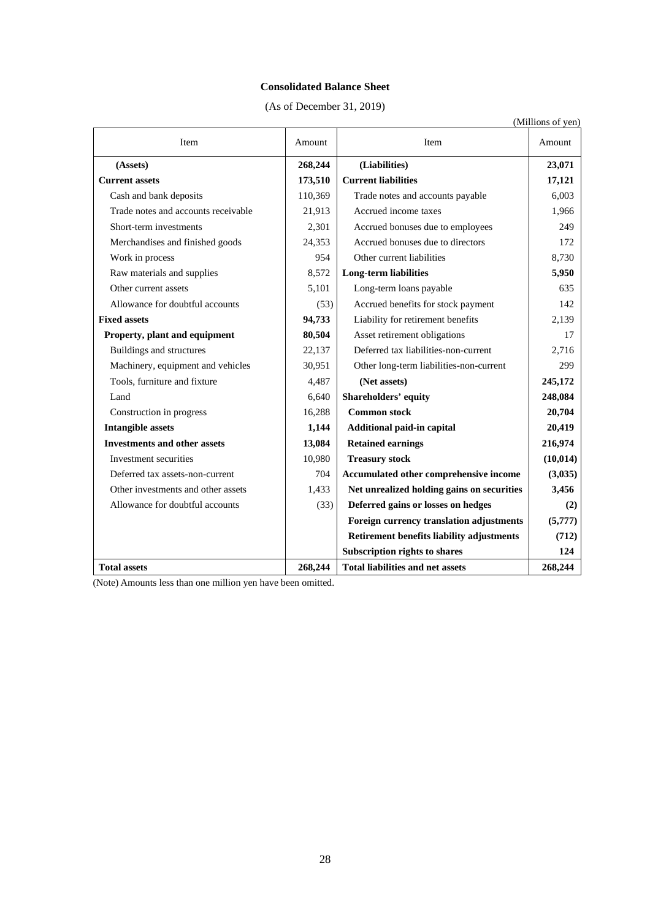## Consolidated Balance Sheet

(As of December 31, 2019)

(Millions of yen)

| Item | Amount | Item | Amount |
|---|---|---|---|
| **(Assets)** | **268,244** | **(Liabilities)** | **23,071** |
| **Current assets** | **173,510** | **Current liabilities** | **17,121** |
| Cash and bank deposits | 110,369 | Trade notes and accounts payable | 6,003 |
| Trade notes and accounts receivable | 21,913 | Accrued income taxes | 1,966 |
| Short-term investments | 2,301 | Accrued bonuses due to employees | 249 |
| Merchandises and finished goods | 24,353 | Accrued bonuses due to directors | 172 |
| Work in process | 954 | Other current liabilities | 8,730 |
| Raw materials and supplies | 8,572 | **Long-term liabilities** | **5,950** |
| Other current assets | 5,101 | Long-term loans payable | 635 |
| Allowance for doubtful accounts | (53) | Accrued benefits for stock payment | 142 |
| **Fixed assets** | **94,733** | Liability for retirement benefits | 2,139 |
| **Property, plant and equipment** | **80,504** | Asset retirement obligations | 17 |
| Buildings and structures | 22,137 | Deferred tax liabilities-non-current | 2,716 |
| Machinery, equipment and vehicles | 30,951 | Other long-term liabilities-non-current | 299 |
| Tools, furniture and fixture | 4,487 | **(Net assets)** | **245,172** |
| Land | 6,640 | **Shareholders' equity** | **248,084** |
| Construction in progress | 16,288 | **Common stock** | **20,704** |
| **Intangible assets** | **1,144** | **Additional paid-in capital** | **20,419** |
| **Investments and other assets** | **13,084** | **Retained earnings** | **216,974** |
| Investment securities | 10,980 | **Treasury stock** | **(10,014)** |
| Deferred tax assets-non-current | 704 | **Accumulated other comprehensive income** | **(3,035)** |
| Other investments and other assets | 1,433 | **Net unrealized holding gains on securities** | **3,456** |
| Allowance for doubtful accounts | (33) | **Deferred gains or losses on hedges** | **(2)** |
| | | **Foreign currency translation adjustments** | **(5,777)** |
| | | **Retirement benefits liability adjustments** | **(712)** |
| | | **Subscription rights to shares** | **124** |
| **Total assets** | **268,244** | **Total liabilities and net assets** | **268,244** |

(Note) Amounts less than one million yen have been omitted.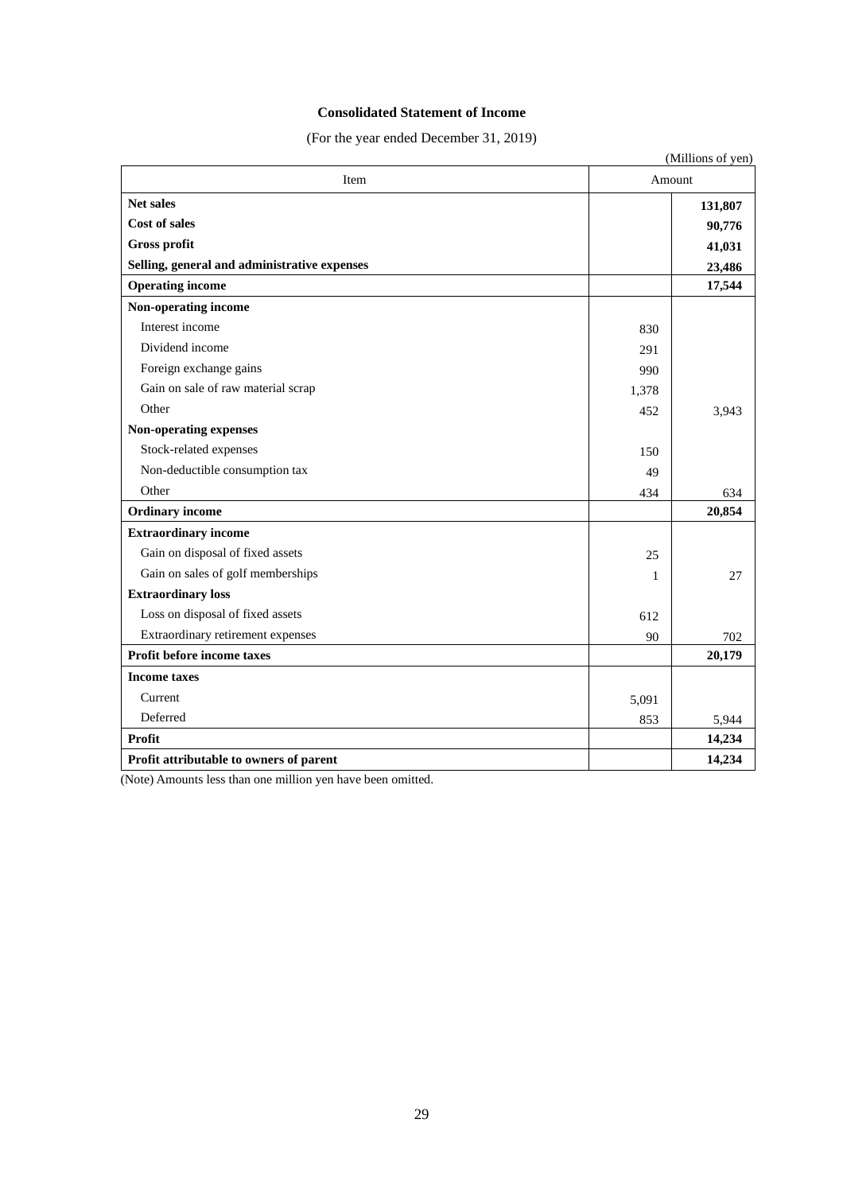# Consolidated Statement of Income

(For the year ended December 31, 2019)

(Millions of yen)

| Item | Amount | |
|---|---|---|
| **Net sales** | | **131,807** |
| **Cost of sales** | | **90,776** |
| **Gross profit** | | **41,031** |
| **Selling, general and administrative expenses** | | **23,486** |
| **Operating income** | | **17,544** |
| **Non-operating income** | | |
| Interest income | 830 | |
| Dividend income | 291 | |
| Foreign exchange gains | 990 | |
| Gain on sale of raw material scrap | 1,378 | |
| Other | 452 | 3,943 |
| **Non-operating expenses** | | |
| Stock-related expenses | 150 | |
| Non-deductible consumption tax | 49 | |
| Other | 434 | 634 |
| **Ordinary income** | | **20,854** |
| **Extraordinary income** | | |
| Gain on disposal of fixed assets | 25 | |
| Gain on sales of golf memberships | 1 | 27 |
| **Extraordinary loss** | | |
| Loss on disposal of fixed assets | 612 | |
| Extraordinary retirement expenses | 90 | 702 |
| **Profit before income taxes** | | **20,179** |
| **Income taxes** | | |
| Current | 5,091 | |
| Deferred | 853 | 5,944 |
| **Profit** | | **14,234** |
| **Profit attributable to owners of parent** | | **14,234** |

(Note) Amounts less than one million yen have been omitted.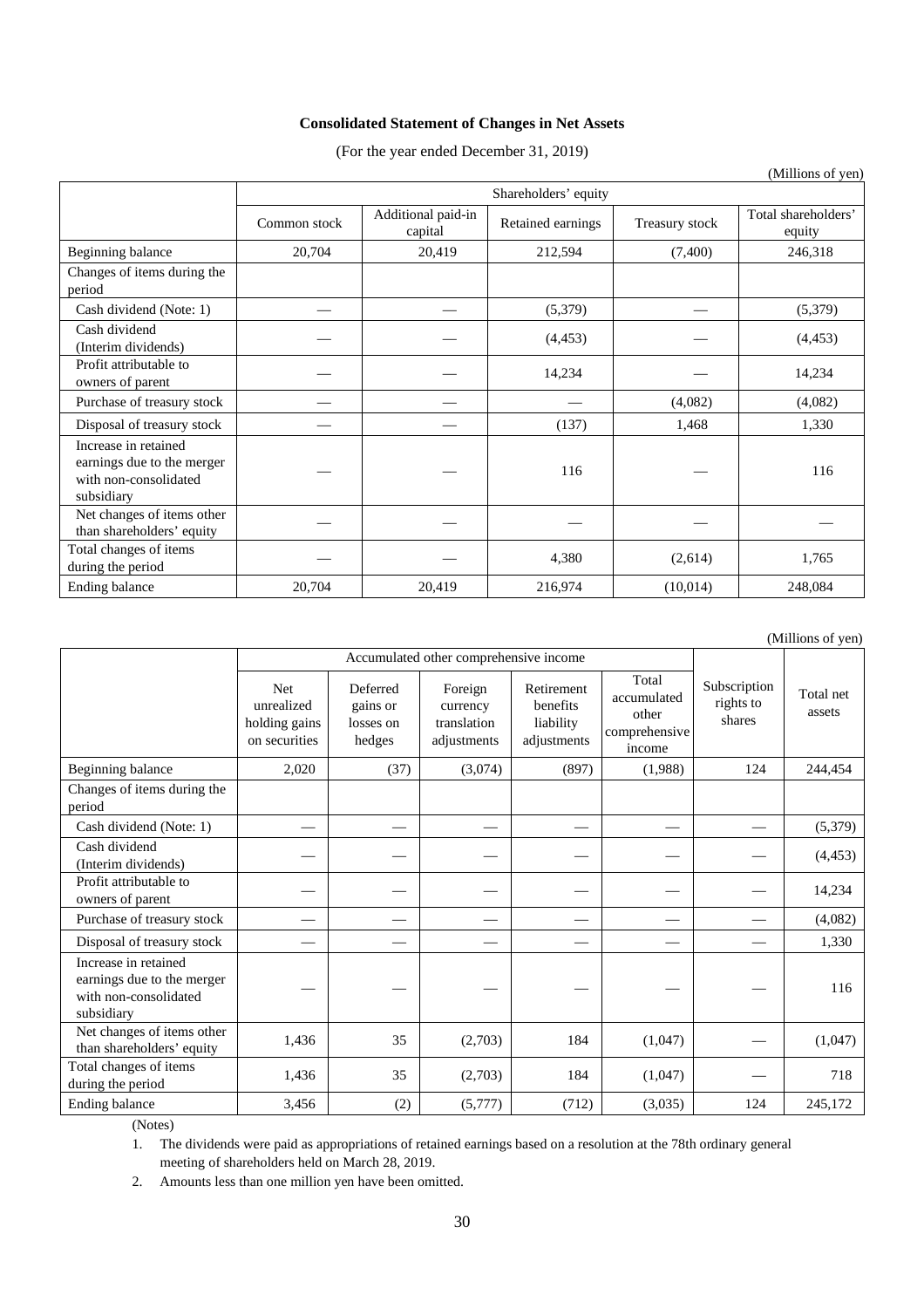**Consolidated Statement of Changes in Net Assets**

(For the year ended December 31, 2019)

(Millions of yen)

| | Shareholders' equity | | | | |
|---|---|---|---|---|---|
| | Common stock | Additional paid-in capital | Retained earnings | Treasury stock | Total shareholders' equity |
| Beginning balance | 20,704 | 20,419 | 212,594 | (7,400) | 246,318 |
| Changes of items during the period | | | | | |
| Cash dividend (Note: 1) | — | — | (5,379) | — | (5,379) |
| Cash dividend (Interim dividends) | — | — | (4,453) | — | (4,453) |
| Profit attributable to owners of parent | — | — | 14,234 | — | 14,234 |
| Purchase of treasury stock | — | — | — | (4,082) | (4,082) |
| Disposal of treasury stock | — | — | (137) | 1,468 | 1,330 |
| Increase in retained earnings due to the merger with non-consolidated subsidiary | — | — | 116 | — | 116 |
| Net changes of items other than shareholders' equity | — | — | — | — | — |
| Total changes of items during the period | — | — | 4,380 | (2,614) | 1,765 |
| Ending balance | 20,704 | 20,419 | 216,974 | (10,014) | 248,084 |

(Millions of yen)

| | Accumulated other comprehensive income | | | | | Subscription rights to shares | Total net assets |
|---|---|---|---|---|---|---|---|
| | Net unrealized holding gains on securities | Deferred gains or losses on hedges | Foreign currency translation adjustments | Retirement benefits liability adjustments | Total accumulated other comprehensive income | | |
| Beginning balance | 2,020 | (37) | (3,074) | (897) | (1,988) | 124 | 244,454 |
| Changes of items during the period | | | | | | | |
| Cash dividend (Note: 1) | — | — | — | — | — | — | (5,379) |
| Cash dividend (Interim dividends) | — | — | — | — | — | — | (4,453) |
| Profit attributable to owners of parent | — | — | — | — | — | — | 14,234 |
| Purchase of treasury stock | — | — | — | — | — | — | (4,082) |
| Disposal of treasury stock | — | — | — | — | — | — | 1,330 |
| Increase in retained earnings due to the merger with non-consolidated subsidiary | — | — | — | — | — | — | 116 |
| Net changes of items other than shareholders' equity | 1,436 | 35 | (2,703) | 184 | (1,047) | — | (1,047) |
| Total changes of items during the period | 1,436 | 35 | (2,703) | 184 | (1,047) | — | 718 |
| Ending balance | 3,456 | (2) | (5,777) | (712) | (3,035) | 124 | 245,172 |

(Notes)

1. The dividends were paid as appropriations of retained earnings based on a resolution at the 78th ordinary general meeting of shareholders held on March 28, 2019.
2. Amounts less than one million yen have been omitted.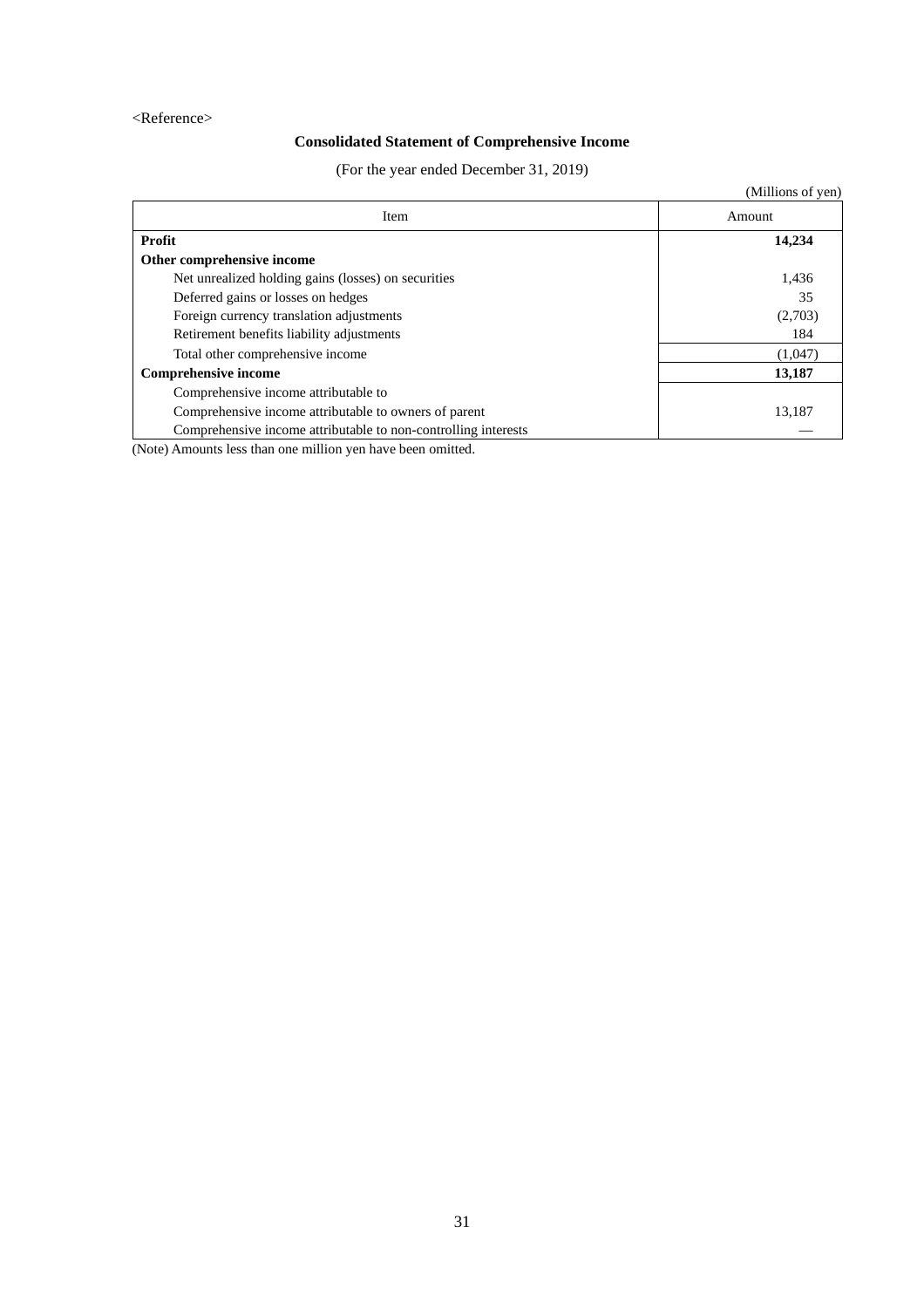<Reference>

## Consolidated Statement of Comprehensive Income

(For the year ended December 31, 2019)

(Millions of yen)

| Item | Amount |
|---|---|
| **Profit** | **14,234** |
| **Other comprehensive income** | |
| Net unrealized holding gains (losses) on securities | 1,436 |
| Deferred gains or losses on hedges | 35 |
| Foreign currency translation adjustments | (2,703) |
| Retirement benefits liability adjustments | 184 |
| Total other comprehensive income | (1,047) |
| **Comprehensive income** | **13,187** |
| Comprehensive income attributable to | |
| Comprehensive income attributable to owners of parent | 13,187 |
| Comprehensive income attributable to non-controlling interests | — |

(Note) Amounts less than one million yen have been omitted.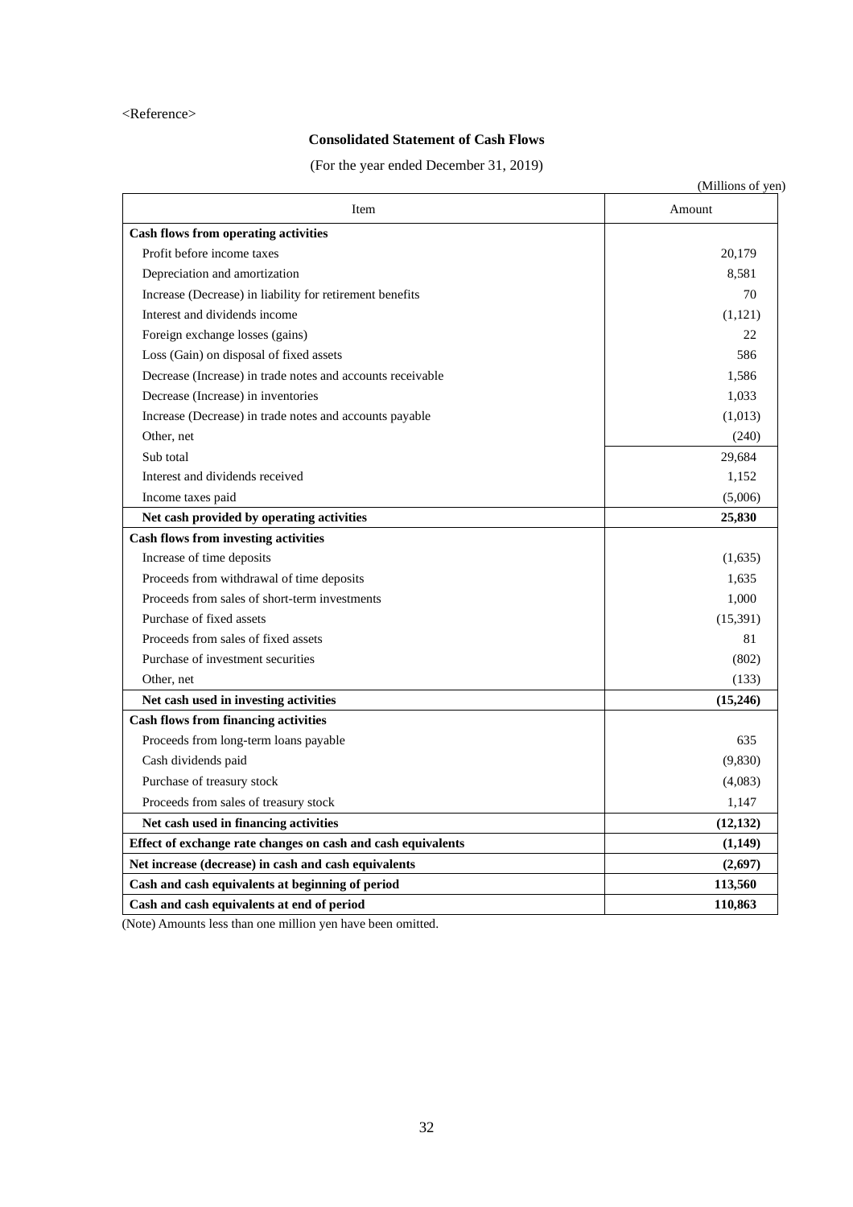<Reference>

## Consolidated Statement of Cash Flows

(For the year ended December 31, 2019)

(Millions of yen)

| Item | Amount |
| --- | --- |
| **Cash flows from operating activities** | |
| Profit before income taxes | 20,179 |
| Depreciation and amortization | 8,581 |
| Increase (Decrease) in liability for retirement benefits | 70 |
| Interest and dividends income | (1,121) |
| Foreign exchange losses (gains) | 22 |
| Loss (Gain) on disposal of fixed assets | 586 |
| Decrease (Increase) in trade notes and accounts receivable | 1,586 |
| Decrease (Increase) in inventories | 1,033 |
| Increase (Decrease) in trade notes and accounts payable | (1,013) |
| Other, net | (240) |
| Sub total | 29,684 |
| Interest and dividends received | 1,152 |
| Income taxes paid | (5,006) |
| **Net cash provided by operating activities** | **25,830** |
| **Cash flows from investing activities** | |
| Increase of time deposits | (1,635) |
| Proceeds from withdrawal of time deposits | 1,635 |
| Proceeds from sales of short-term investments | 1,000 |
| Purchase of fixed assets | (15,391) |
| Proceeds from sales of fixed assets | 81 |
| Purchase of investment securities | (802) |
| Other, net | (133) |
| **Net cash used in investing activities** | **(15,246)** |
| **Cash flows from financing activities** | |
| Proceeds from long-term loans payable | 635 |
| Cash dividends paid | (9,830) |
| Purchase of treasury stock | (4,083) |
| Proceeds from sales of treasury stock | 1,147 |
| **Net cash used in financing activities** | **(12,132)** |
| **Effect of exchange rate changes on cash and cash equivalents** | **(1,149)** |
| **Net increase (decrease) in cash and cash equivalents** | **(2,697)** |
| **Cash and cash equivalents at beginning of period** | **113,560** |
| **Cash and cash equivalents at end of period** | **110,863** |

(Note) Amounts less than one million yen have been omitted.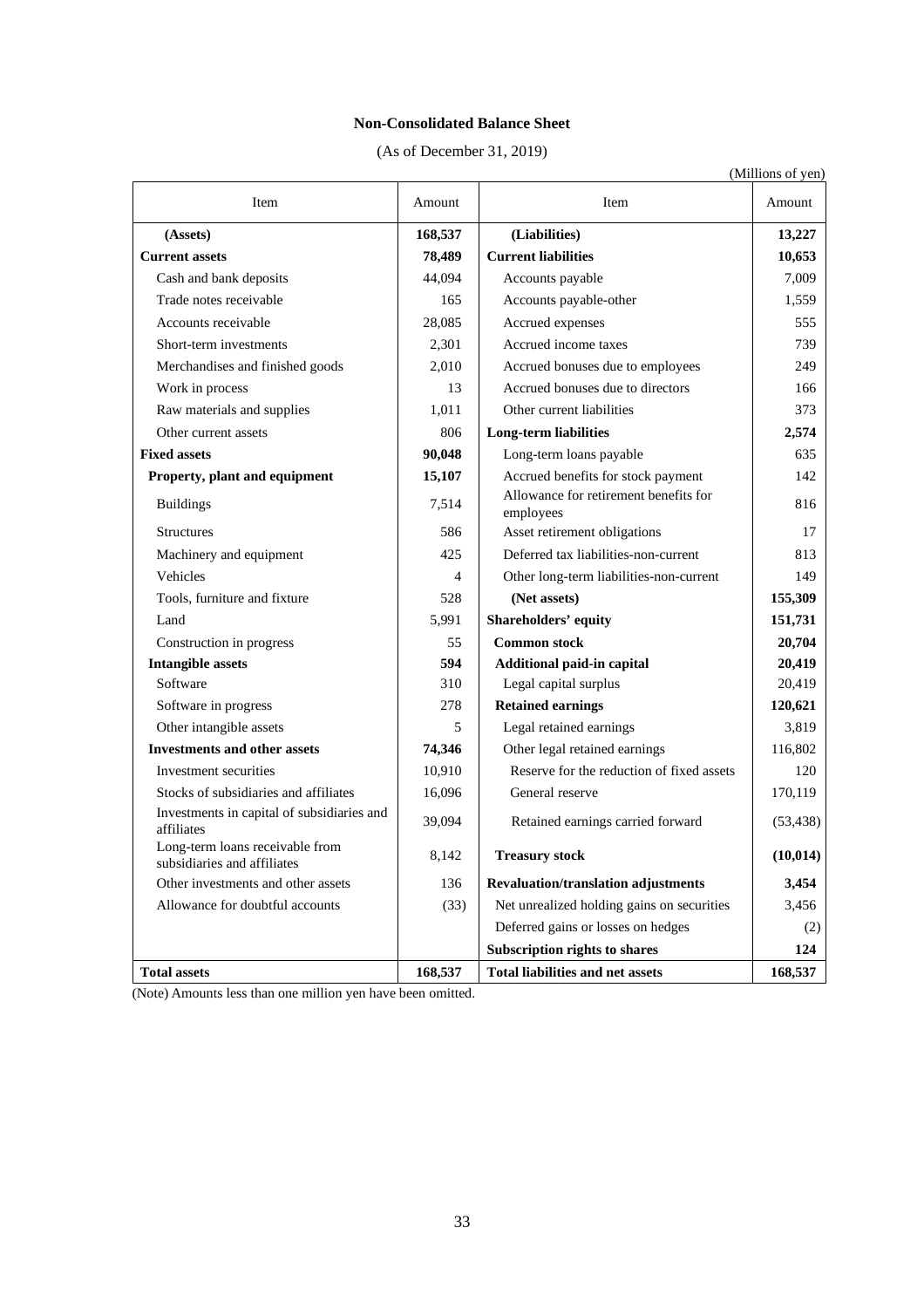# Non-Consolidated Balance Sheet

(As of December 31, 2019)

(Millions of yen)

| Item | Amount | Item | Amount |
|---|---|---|---|
| **(Assets)** | **168,537** | **(Liabilities)** | **13,227** |
| **Current assets** | **78,489** | **Current liabilities** | **10,653** |
| Cash and bank deposits | 44,094 | Accounts payable | 7,009 |
| Trade notes receivable | 165 | Accounts payable-other | 1,559 |
| Accounts receivable | 28,085 | Accrued expenses | 555 |
| Short-term investments | 2,301 | Accrued income taxes | 739 |
| Merchandises and finished goods | 2,010 | Accrued bonuses due to employees | 249 |
| Work in process | 13 | Accrued bonuses due to directors | 166 |
| Raw materials and supplies | 1,011 | Other current liabilities | 373 |
| Other current assets | 806 | **Long-term liabilities** | **2,574** |
| **Fixed assets** | **90,048** | Long-term loans payable | 635 |
| **Property, plant and equipment** | **15,107** | Accrued benefits for stock payment | 142 |
| Buildings | 7,514 | Allowance for retirement benefits for employees | 816 |
| Structures | 586 | Asset retirement obligations | 17 |
| Machinery and equipment | 425 | Deferred tax liabilities-non-current | 813 |
| Vehicles | 4 | Other long-term liabilities-non-current | 149 |
| Tools, furniture and fixture | 528 | **(Net assets)** | **155,309** |
| Land | 5,991 | **Shareholders' equity** | **151,731** |
| Construction in progress | 55 | **Common stock** | **20,704** |
| **Intangible assets** | **594** | **Additional paid-in capital** | **20,419** |
| Software | 310 | Legal capital surplus | 20,419 |
| Software in progress | 278 | **Retained earnings** | **120,621** |
| Other intangible assets | 5 | Legal retained earnings | 3,819 |
| **Investments and other assets** | **74,346** | Other legal retained earnings | 116,802 |
| Investment securities | 10,910 | Reserve for the reduction of fixed assets | 120 |
| Stocks of subsidiaries and affiliates | 16,096 | General reserve | 170,119 |
| Investments in capital of subsidiaries and affiliates | 39,094 | Retained earnings carried forward | (53,438) |
| Long-term loans receivable from subsidiaries and affiliates | 8,142 | **Treasury stock** | **(10,014)** |
| Other investments and other assets | 136 | **Revaluation/translation adjustments** | **3,454** |
| Allowance for doubtful accounts | (33) | Net unrealized holding gains on securities | 3,456 |
| | | Deferred gains or losses on hedges | (2) |
| | | **Subscription rights to shares** | **124** |
| **Total assets** | **168,537** | **Total liabilities and net assets** | **168,537** |

(Note) Amounts less than one million yen have been omitted.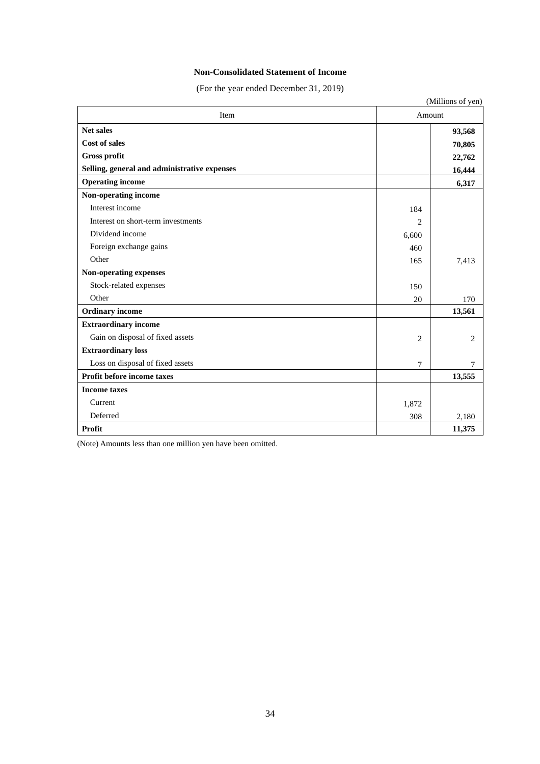## Non-Consolidated Statement of Income

(For the year ended December 31, 2019)

(Millions of yen)

| Item | Amount | |
|---|---|---|
| **Net sales** | | **93,568** |
| **Cost of sales** | | **70,805** |
| **Gross profit** | | **22,762** |
| **Selling, general and administrative expenses** | | **16,444** |
| **Operating income** | | **6,317** |
| **Non-operating income** | | |
| Interest income | 184 | |
| Interest on short-term investments | 2 | |
| Dividend income | 6,600 | |
| Foreign exchange gains | 460 | |
| Other | 165 | 7,413 |
| **Non-operating expenses** | | |
| Stock-related expenses | 150 | |
| Other | 20 | 170 |
| **Ordinary income** | | **13,561** |
| **Extraordinary income** | | |
| Gain on disposal of fixed assets | 2 | 2 |
| **Extraordinary loss** | | |
| Loss on disposal of fixed assets | 7 | 7 |
| **Profit before income taxes** | | **13,555** |
| **Income taxes** | | |
| Current | 1,872 | |
| Deferred | 308 | 2,180 |
| **Profit** | | **11,375** |

(Note) Amounts less than one million yen have been omitted.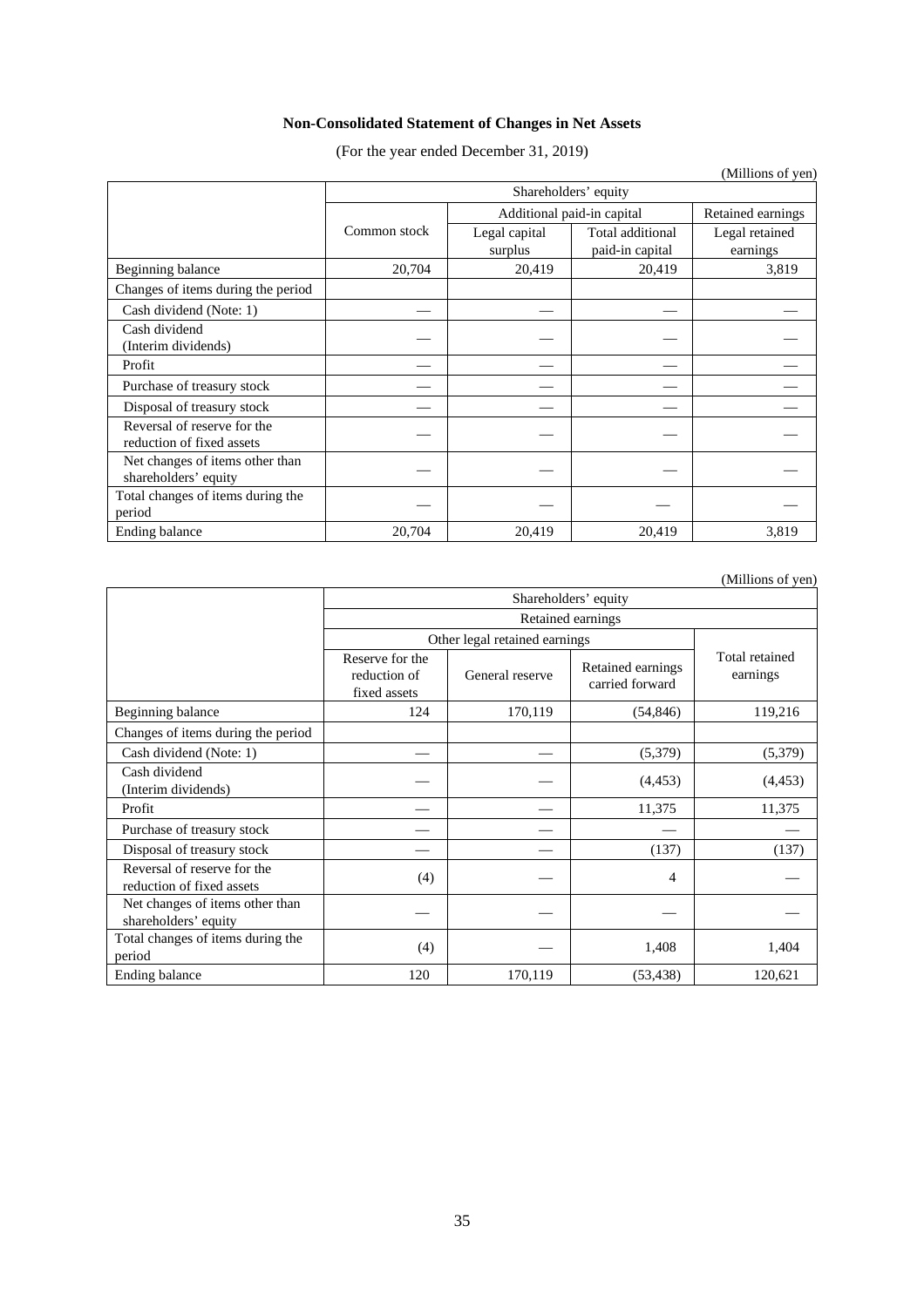**Non-Consolidated Statement of Changes in Net Assets**

(For the year ended December 31, 2019)

(Millions of yen)

| | Shareholders' equity | | | |
|---|---|---|---|---|
| | Common stock | Additional paid-in capital | | Retained earnings |
| | | Legal capital surplus | Total additional paid-in capital | Legal retained earnings |
| Beginning balance | 20,704 | 20,419 | 20,419 | 3,819 |
| Changes of items during the period | | | | |
| Cash dividend (Note: 1) | — | — | — | — |
| Cash dividend (Interim dividends) | — | — | — | — |
| Profit | — | — | — | — |
| Purchase of treasury stock | — | — | — | — |
| Disposal of treasury stock | — | — | — | — |
| Reversal of reserve for the reduction of fixed assets | — | — | — | — |
| Net changes of items other than shareholders' equity | — | — | — | — |
| Total changes of items during the period | — | — | — | — |
| Ending balance | 20,704 | 20,419 | 20,419 | 3,819 |

(Millions of yen)

| | Shareholders' equity | | | |
|---|---|---|---|---|
| | Retained earnings | | | |
| | Other legal retained earnings | | | Total retained earnings |
| | Reserve for the reduction of fixed assets | General reserve | Retained earnings carried forward | |
| Beginning balance | 124 | 170,119 | (54,846) | 119,216 |
| Changes of items during the period | | | | |
| Cash dividend (Note: 1) | — | — | (5,379) | (5,379) |
| Cash dividend (Interim dividends) | — | — | (4,453) | (4,453) |
| Profit | — | — | 11,375 | 11,375 |
| Purchase of treasury stock | — | — | — | — |
| Disposal of treasury stock | — | — | (137) | (137) |
| Reversal of reserve for the reduction of fixed assets | (4) | — | 4 | — |
| Net changes of items other than shareholders' equity | — | — | — | — |
| Total changes of items during the period | (4) | — | 1,408 | 1,404 |
| Ending balance | 120 | 170,119 | (53,438) | 120,621 |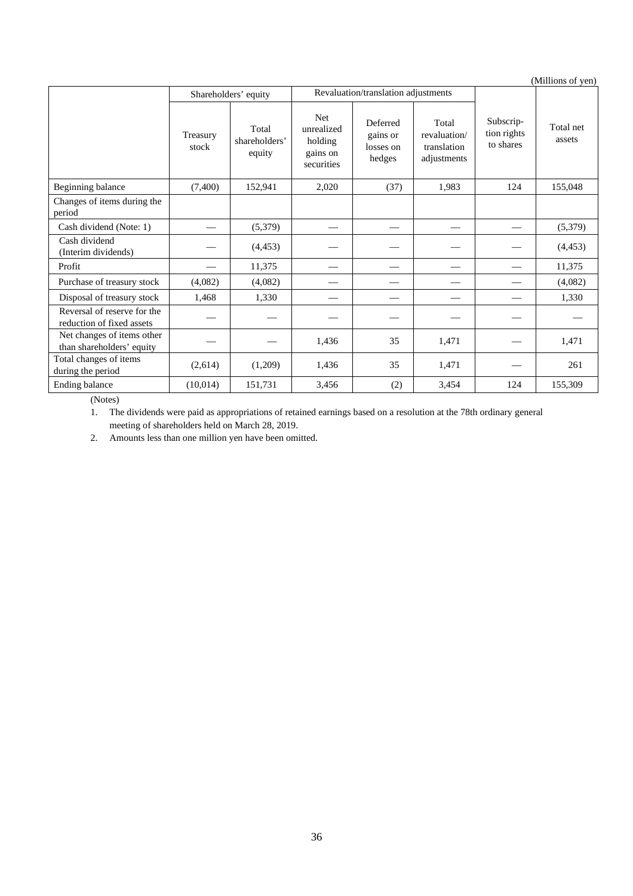(Millions of yen)

| | Shareholders' equity | | Revaluation/translation adjustments | | | Subscrip-tion rights to shares | Total net assets |
|---|---|---|---|---|---|---|---|
| | Treasury stock | Total shareholders' equity | Net unrealized holding gains on securities | Deferred gains or losses on hedges | Total revaluation/ translation adjustments | | |
| Beginning balance | (7,400) | 152,941 | 2,020 | (37) | 1,983 | 124 | 155,048 |
| Changes of items during the period | | | | | | | |
| Cash dividend (Note: 1) | — | (5,379) | — | — | — | — | (5,379) |
| Cash dividend (Interim dividends) | — | (4,453) | — | — | — | — | (4,453) |
| Profit | — | 11,375 | — | — | — | — | 11,375 |
| Purchase of treasury stock | (4,082) | (4,082) | — | — | — | — | (4,082) |
| Disposal of treasury stock | 1,468 | 1,330 | — | — | — | — | 1,330 |
| Reversal of reserve for the reduction of fixed assets | — | — | — | — | — | — | — |
| Net changes of items other than shareholders' equity | — | — | 1,436 | 35 | 1,471 | — | 1,471 |
| Total changes of items during the period | (2,614) | (1,209) | 1,436 | 35 | 1,471 | — | 261 |
| Ending balance | (10,014) | 151,731 | 3,456 | (2) | 3,454 | 124 | 155,309 |

(Notes)

1. The dividends were paid as appropriations of retained earnings based on a resolution at the 78th ordinary general meeting of shareholders held on March 28, 2019.
2. Amounts less than one million yen have been omitted.